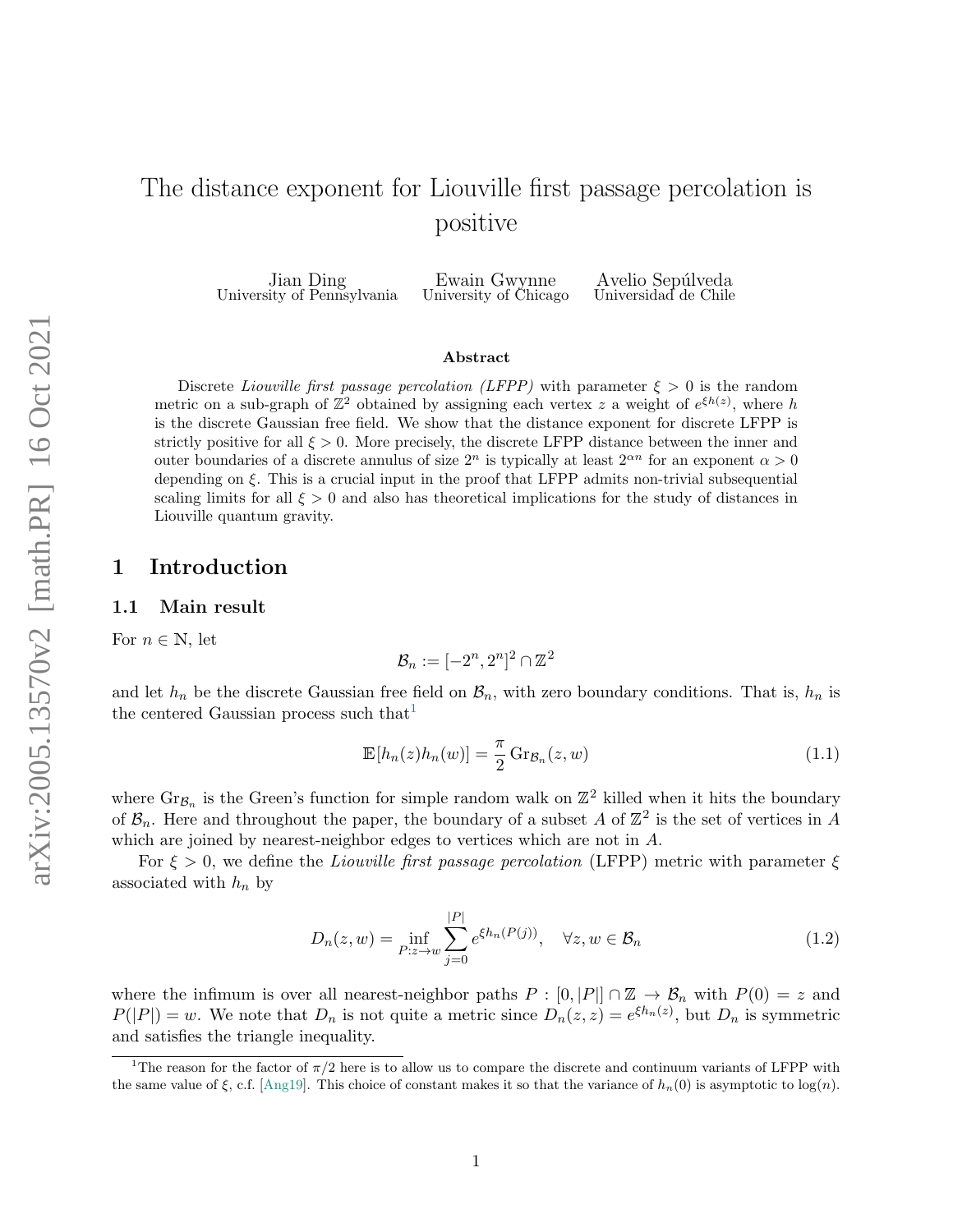# The distance exponent for Liouville first passage percolation is positive

Jian Ding
University of Pennsylvania

Ewain Gwynne
University of Chicago

Avelio Sepúlveda
Universidad de Chile

### Abstract

Discrete *Liouville first passage percolation (LFPP)* with parameter $\xi > 0$ is the random metric on a sub-graph of $\mathbb{Z}^2$ obtained by assigning each vertex $z$ a weight of $e^{\xi h(z)}$, where $h$ is the discrete Gaussian free field. We show that the distance exponent for discrete LFPP is strictly positive for all $\xi > 0$. More precisely, the discrete LFPP distance between the inner and outer boundaries of a discrete annulus of size $2^n$ is typically at least $2^{\alpha n}$ for an exponent $\alpha > 0$ depending on $\xi$. This is a crucial input in the proof that LFPP admits non-trivial subsequential scaling limits for all $\xi > 0$ and also has theoretical implications for the study of distances in Liouville quantum gravity.

## 1 Introduction

### 1.1 Main result

For $n \in \mathbb{N}$, let

$$\mathcal{B}_n := [-2^n, 2^n]^2 \cap \mathbb{Z}^2$$

and let $h_n$ be the discrete Gaussian free field on $\mathcal{B}_n$, with zero boundary conditions. That is, $h_n$ is the centered Gaussian process such that[1]

$$\mathbb{E}[h_n(z)h_n(w)] = \frac{\pi}{2} \operatorname{Gr}_{\mathcal{B}_n}(z, w) \tag{1.1}$$

where $\operatorname{Gr}_{\mathcal{B}_n}$ is the Green's function for simple random walk on $\mathbb{Z}^2$ killed when it hits the boundary of $\mathcal{B}_n$. Here and throughout the paper, the boundary of a subset $A$ of $\mathbb{Z}^2$ is the set of vertices in $A$ which are joined by nearest-neighbor edges to vertices which are not in $A$.

For $\xi > 0$, we define the *Liouville first passage percolation* (LFPP) metric with parameter $\xi$ associated with $h_n$ by

$$D_n(z, w) = \inf_{P : z \to w} \sum_{j=0}^{|P|} e^{\xi h_n(P(j))}, \quad \forall z, w \in \mathcal{B}_n \tag{1.2}$$

where the infimum is over all nearest-neighbor paths $P : [0, |P|] \cap \mathbb{Z} \to \mathcal{B}_n$ with $P(0) = z$ and $P(|P|) = w$. We note that $D_n$ is not quite a metric since $D_n(z, z) = e^{\xi h_n(z)}$, but $D_n$ is symmetric and satisfies the triangle inequality.

[1] The reason for the factor of $\pi/2$ here is to allow us to compare the discrete and continuum variants of LFPP with the same value of $\xi$, c.f. [Ang19]. This choice of constant makes it so that the variance of $h_n(0)$ is asymptotic to $\log(n)$.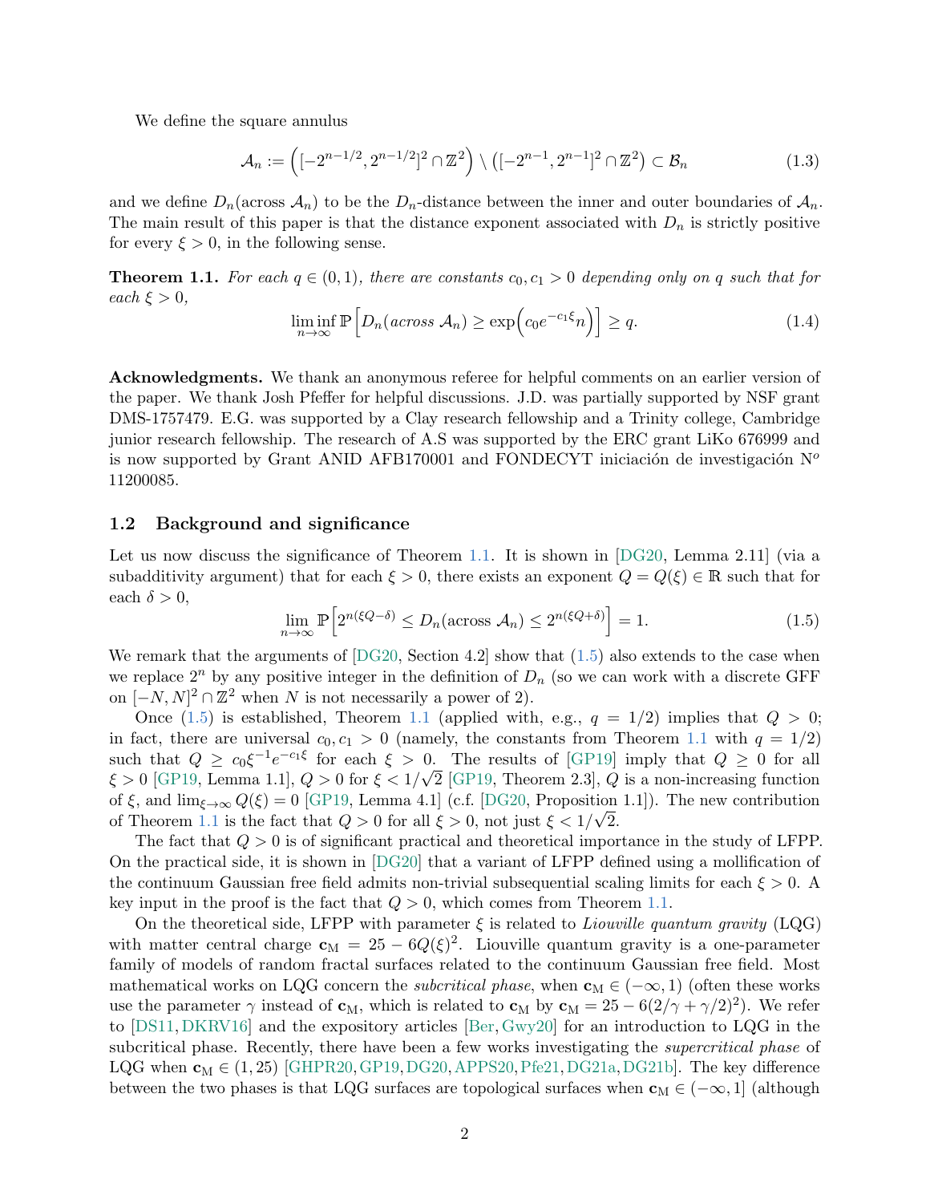We define the square annulus

$$\mathcal{A}_n := \left( [-2^{n-1/2}, 2^{n-1/2}]^2 \cap \mathbb{Z}^2 \right) \setminus \left( [-2^{n-1}, 2^{n-1}]^2 \cap \mathbb{Z}^2 \right) \subset \mathcal{B}_n \tag{1.3}$$

and we define $D_n(\text{across } \mathcal{A}_n)$ to be the $D_n$-distance between the inner and outer boundaries of $\mathcal{A}_n$. The main result of this paper is that the distance exponent associated with $D_n$ is strictly positive for every $\xi > 0$, in the following sense.

**Theorem 1.1.** *For each $q \in (0,1)$, there are constants $c_0, c_1 > 0$ depending only on $q$ such that for each $\xi > 0$,*

$$\liminf_{n\to\infty} \mathbb{P}\left[ D_n(\text{across } \mathcal{A}_n) \geq \exp\!\left( c_0 e^{-c_1 \xi} n \right) \right] \geq q. \tag{1.4}$$

**Acknowledgments.** We thank an anonymous referee for helpful comments on an earlier version of the paper. We thank Josh Pfeffer for helpful discussions. J.D. was partially supported by NSF grant DMS-1757479. E.G. was supported by a Clay research fellowship and a Trinity college, Cambridge junior research fellowship. The research of A.S was supported by the ERC grant LiKo 676999 and is now supported by Grant ANID AFB170001 and FONDECYT iniciación de investigación N$^o$ 11200085.

## 1.2 Background and significance

Let us now discuss the significance of Theorem 1.1. It is shown in [DG20, Lemma 2.11] (via a subadditivity argument) that for each $\xi > 0$, there exists an exponent $Q = Q(\xi) \in \mathbb{R}$ such that for each $\delta > 0$,

$$\lim_{n\to\infty} \mathbb{P}\left[ 2^{n(\xi Q - \delta)} \leq D_n(\text{across } \mathcal{A}_n) \leq 2^{n(\xi Q + \delta)} \right] = 1. \tag{1.5}$$

We remark that the arguments of [DG20, Section 4.2] show that (1.5) also extends to the case when we replace $2^n$ by any positive integer in the definition of $D_n$ (so we can work with a discrete GFF on $[-N, N]^2 \cap \mathbb{Z}^2$ when $N$ is not necessarily a power of 2).

Once (1.5) is established, Theorem 1.1 (applied with, e.g., $q = 1/2$) implies that $Q > 0$; in fact, there are universal $c_0, c_1 > 0$ (namely, the constants from Theorem 1.1 with $q = 1/2$) such that $Q \geq c_0 \xi^{-1} e^{-c_1 \xi}$ for each $\xi > 0$. The results of [GP19] imply that $Q \geq 0$ for all $\xi > 0$ [GP19, Lemma 1.1], $Q > 0$ for $\xi < 1/\sqrt{2}$ [GP19, Theorem 2.3], $Q$ is a non-increasing function of $\xi$, and $\lim_{\xi\to\infty} Q(\xi) = 0$ [GP19, Lemma 4.1] (c.f. [DG20, Proposition 1.1]). The new contribution of Theorem 1.1 is the fact that $Q > 0$ for all $\xi > 0$, not just $\xi < 1/\sqrt{2}$.

The fact that $Q > 0$ is of significant practical and theoretical importance in the study of LFPP. On the practical side, it is shown in [DG20] that a variant of LFPP defined using a mollification of the continuum Gaussian free field admits non-trivial subsequential scaling limits for each $\xi > 0$. A key input in the proof is the fact that $Q > 0$, which comes from Theorem 1.1.

On the theoretical side, LFPP with parameter $\xi$ is related to *Liouville quantum gravity* (LQG) with matter central charge $\mathbf{c}_{\mathrm{M}} = 25 - 6Q(\xi)^2$. Liouville quantum gravity is a one-parameter family of models of random fractal surfaces related to the continuum Gaussian free field. Most mathematical works on LQG concern the *subcritical phase*, when $\mathbf{c}_{\mathrm{M}} \in (-\infty, 1)$ (often these works use the parameter $\gamma$ instead of $\mathbf{c}_{\mathrm{M}}$, which is related to $\mathbf{c}_{\mathrm{M}}$ by $\mathbf{c}_{\mathrm{M}} = 25 - 6(2/\gamma + \gamma/2)^2$). We refer to [DS11, DKRV16] and the expository articles [Ber, Gwy20] for an introduction to LQG in the subcritical phase. Recently, there have been a few works investigating the *supercritical phase* of LQG when $\mathbf{c}_{\mathrm{M}} \in (1, 25)$ [GHPR20, GP19, DG20, APPS20, Pfe21, DG21a, DG21b]. The key difference between the two phases is that LQG surfaces are topological surfaces when $\mathbf{c}_{\mathrm{M}} \in (-\infty, 1]$ (although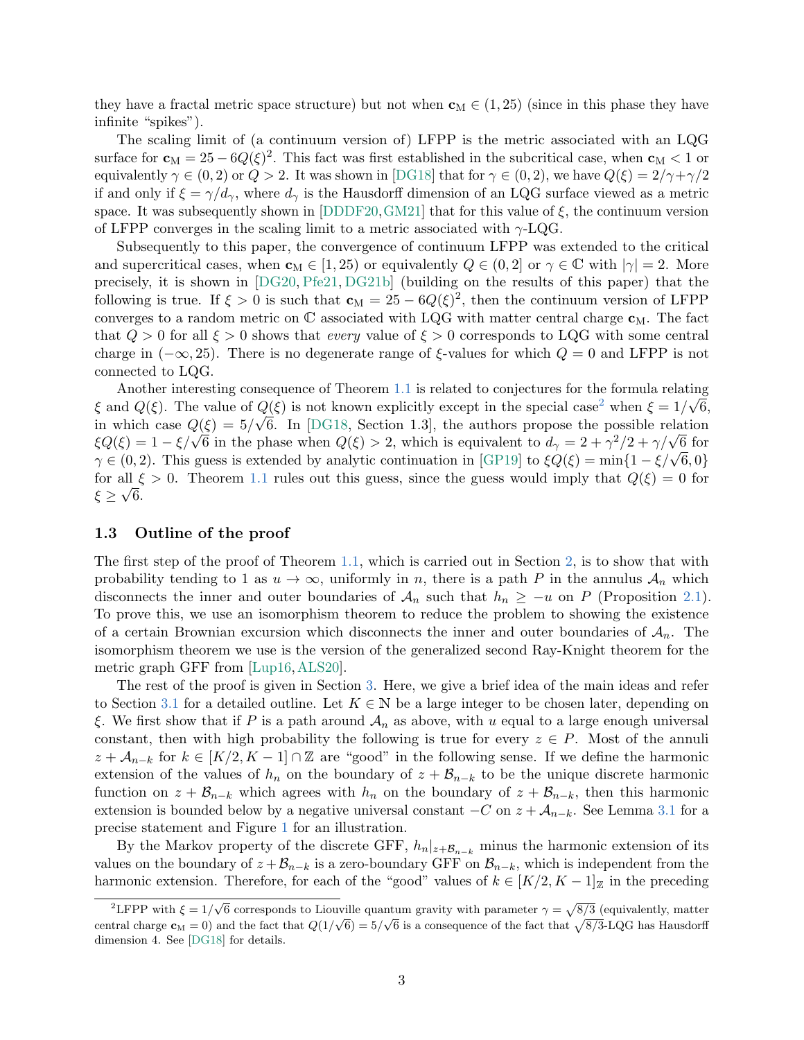they have a fractal metric space structure) but not when $\mathbf{c}_{\mathrm{M}} \in (1,25)$ (since in this phase they have infinite "spikes").

The scaling limit of (a continuum version of) LFPP is the metric associated with an LQG surface for $\mathbf{c}_{\mathrm{M}} = 25 - 6Q(\xi)^2$. This fact was first established in the subcritical case, when $\mathbf{c}_{\mathrm{M}} < 1$ or equivalently $\gamma \in (0,2)$ or $Q > 2$. It was shown in [DG18] that for $\gamma \in (0,2)$, we have $Q(\xi) = 2/\gamma + \gamma/2$ if and only if $\xi = \gamma/d_\gamma$, where $d_\gamma$ is the Hausdorff dimension of an LQG surface viewed as a metric space. It was subsequently shown in [DDDF20, GM21] that for this value of $\xi$, the continuum version of LFPP converges in the scaling limit to a metric associated with $\gamma$-LQG.

Subsequently to this paper, the convergence of continuum LFPP was extended to the critical and supercritical cases, when $\mathbf{c}_{\mathrm{M}} \in [1,25)$ or equivalently $Q \in (0,2]$ or $\gamma \in \mathbb{C}$ with $|\gamma| = 2$. More precisely, it is shown in [DG20, Pfe21, DG21b] (building on the results of this paper) that the following is true. If $\xi > 0$ is such that $\mathbf{c}_{\mathrm{M}} = 25 - 6Q(\xi)^2$, then the continuum version of LFPP converges to a random metric on $\mathbb{C}$ associated with LQG with matter central charge $\mathbf{c}_{\mathrm{M}}$. The fact that $Q > 0$ for all $\xi > 0$ shows that *every* value of $\xi > 0$ corresponds to LQG with some central charge in $(-\infty, 25)$. There is no degenerate range of $\xi$-values for which $Q = 0$ and LFPP is not connected to LQG.

Another interesting consequence of Theorem 1.1 is related to conjectures for the formula relating $\xi$ and $Q(\xi)$. The value of $Q(\xi)$ is not known explicitly except in the special case[2] when $\xi = 1/\sqrt{6}$, in which case $Q(\xi) = 5/\sqrt{6}$. In [DG18, Section 1.3], the authors propose the possible relation $\xi Q(\xi) = 1 - \xi/\sqrt{6}$ in the phase when $Q(\xi) > 2$, which is equivalent to $d_\gamma = 2 + \gamma^2/2 + \gamma/\sqrt{6}$ for $\gamma \in (0,2)$. This guess is extended by analytic continuation in [GP19] to $\xi Q(\xi) = \min\{1 - \xi/\sqrt{6}, 0\}$ for all $\xi > 0$. Theorem 1.1 rules out this guess, since the guess would imply that $Q(\xi) = 0$ for $\xi \geq \sqrt{6}$.

### 1.3 Outline of the proof

The first step of the proof of Theorem 1.1, which is carried out in Section 2, is to show that with probability tending to 1 as $u \to \infty$, uniformly in $n$, there is a path $P$ in the annulus $\mathcal{A}_n$ which disconnects the inner and outer boundaries of $\mathcal{A}_n$ such that $h_n \geq -u$ on $P$ (Proposition 2.1). To prove this, we use an isomorphism theorem to reduce the problem to showing the existence of a certain Brownian excursion which disconnects the inner and outer boundaries of $\mathcal{A}_n$. The isomorphism theorem we use is the version of the generalized second Ray-Knight theorem for the metric graph GFF from [Lup16, ALS20].

The rest of the proof is given in Section 3. Here, we give a brief idea of the main ideas and refer to Section 3.1 for a detailed outline. Let $K \in \mathbb{N}$ be a large integer to be chosen later, depending on $\xi$. We first show that if $P$ is a path around $\mathcal{A}_n$ as above, with $u$ equal to a large enough universal constant, then with high probability the following is true for every $z \in P$. Most of the annuli $z + \mathcal{A}_{n-k}$ for $k \in [K/2, K-1] \cap \mathbb{Z}$ are "good" in the following sense. If we define the harmonic extension of the values of $h_n$ on the boundary of $z + \mathcal{B}_{n-k}$ to be the unique discrete harmonic function on $z + \mathcal{B}_{n-k}$ which agrees with $h_n$ on the boundary of $z + \mathcal{B}_{n-k}$, then this harmonic extension is bounded below by a negative universal constant $-C$ on $z + \mathcal{A}_{n-k}$. See Lemma 3.1 for a precise statement and Figure 1 for an illustration.

By the Markov property of the discrete GFF, $h_n|_{z+\mathcal{B}_{n-k}}$ minus the harmonic extension of its values on the boundary of $z + \mathcal{B}_{n-k}$ is a zero-boundary GFF on $\mathcal{B}_{n-k}$, which is independent from the harmonic extension. Therefore, for each of the "good" values of $k \in [K/2, K-1]_{\mathbb{Z}}$ in the preceding

[2] LFPP with $\xi = 1/\sqrt{6}$ corresponds to Liouville quantum gravity with parameter $\gamma = \sqrt{8/3}$ (equivalently, matter central charge $\mathbf{c}_{\mathrm{M}} = 0$) and the fact that $Q(1/\sqrt{6}) = 5/\sqrt{6}$ is a consequence of the fact that $\sqrt{8/3}$-LQG has Hausdorff dimension 4. See [DG18] for details.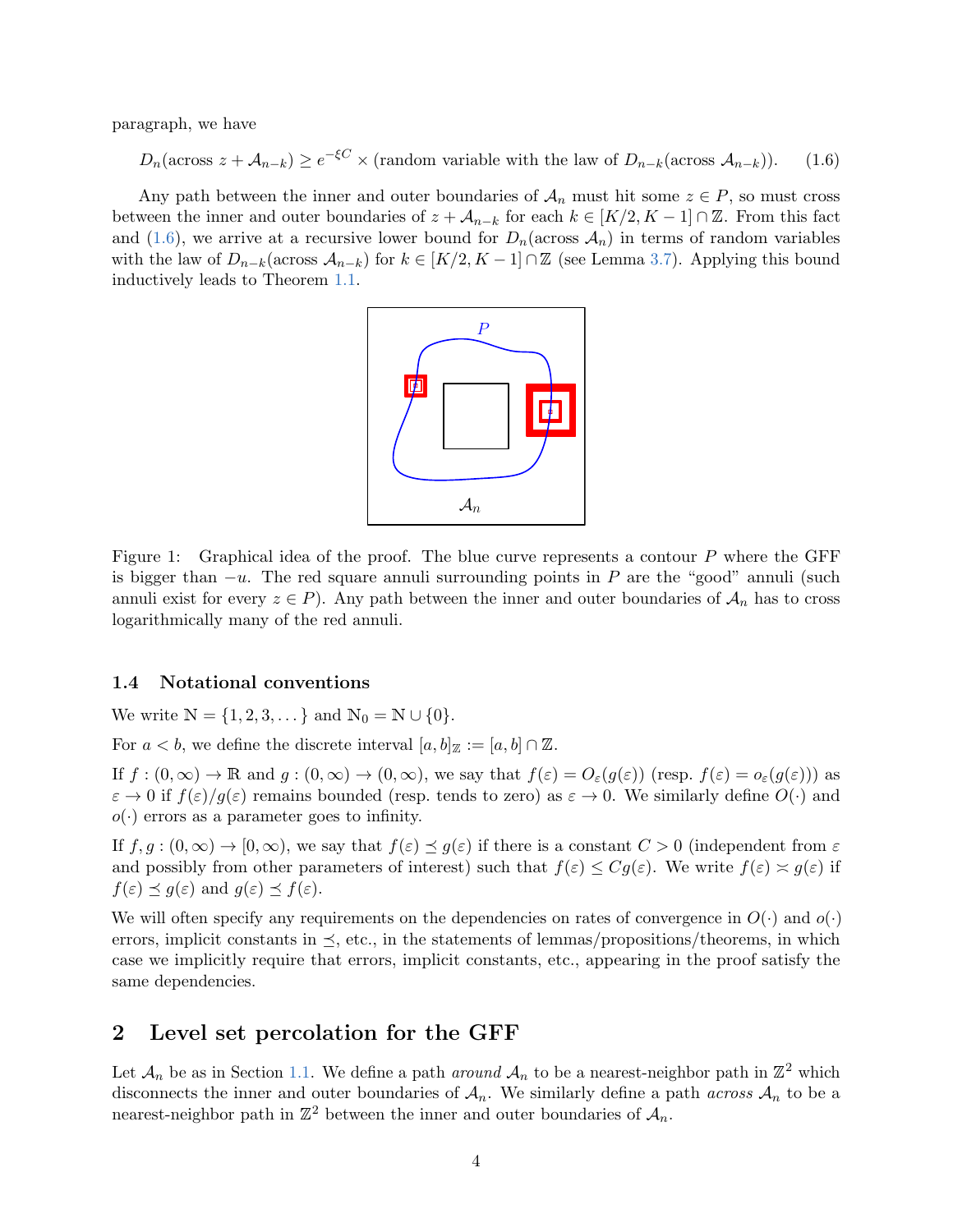paragraph, we have

$$D_n(\text{across } z + \mathcal{A}_{n-k}) \geq e^{-\xi C} \times (\text{random variable with the law of } D_{n-k}(\text{across } \mathcal{A}_{n-k})). \tag{1.6}$$

Any path between the inner and outer boundaries of $\mathcal{A}_n$ must hit some $z \in P$, so must cross between the inner and outer boundaries of $z + \mathcal{A}_{n-k}$ for each $k \in [K/2, K-1] \cap \mathbb{Z}$. From this fact and (1.6), we arrive at a recursive lower bound for $D_n(\text{across } \mathcal{A}_n)$ in terms of random variables with the law of $D_{n-k}(\text{across } \mathcal{A}_{n-k})$ for $k \in [K/2, K-1] \cap \mathbb{Z}$ (see Lemma 3.7). Applying this bound inductively leads to Theorem 1.1.

Figure 1: Graphical idea of the proof. The blue curve represents a contour $P$ where the GFF is bigger than $-u$. The red square annuli surrounding points in $P$ are the "good" annuli (such annuli exist for every $z \in P$). Any path between the inner and outer boundaries of $\mathcal{A}_n$ has to cross logarithmically many of the red annuli.

### 1.4 Notational conventions

We write $\mathbb{N} = \{1, 2, 3, \dots\}$ and $\mathbb{N}_0 = \mathbb{N} \cup \{0\}$.

For $a < b$, we define the discrete interval $[a, b]_{\mathbb{Z}} := [a, b] \cap \mathbb{Z}$.

If $f : (0, \infty) \to \mathbb{R}$ and $g : (0, \infty) \to (0, \infty)$, we say that $f(\varepsilon) = O_\varepsilon(g(\varepsilon))$ (resp. $f(\varepsilon) = o_\varepsilon(g(\varepsilon))$) as $\varepsilon \to 0$ if $f(\varepsilon)/g(\varepsilon)$ remains bounded (resp. tends to zero) as $\varepsilon \to 0$. We similarly define $O(\cdot)$ and $o(\cdot)$ errors as a parameter goes to infinity.

If $f, g : (0, \infty) \to [0, \infty)$, we say that $f(\varepsilon) \preceq g(\varepsilon)$ if there is a constant $C > 0$ (independent from $\varepsilon$ and possibly from other parameters of interest) such that $f(\varepsilon) \leq C g(\varepsilon)$. We write $f(\varepsilon) \asymp g(\varepsilon)$ if $f(\varepsilon) \preceq g(\varepsilon)$ and $g(\varepsilon) \preceq f(\varepsilon)$.

We will often specify any requirements on the dependencies on rates of convergence in $O(\cdot)$ and $o(\cdot)$ errors, implicit constants in $\preceq$, etc., in the statements of lemmas/propositions/theorems, in which case we implicitly require that errors, implicit constants, etc., appearing in the proof satisfy the same dependencies.

## 2 Level set percolation for the GFF

Let $\mathcal{A}_n$ be as in Section 1.1. We define a path *around* $\mathcal{A}_n$ to be a nearest-neighbor path in $\mathbb{Z}^2$ which disconnects the inner and outer boundaries of $\mathcal{A}_n$. We similarly define a path *across* $\mathcal{A}_n$ to be a nearest-neighbor path in $\mathbb{Z}^2$ between the inner and outer boundaries of $\mathcal{A}_n$.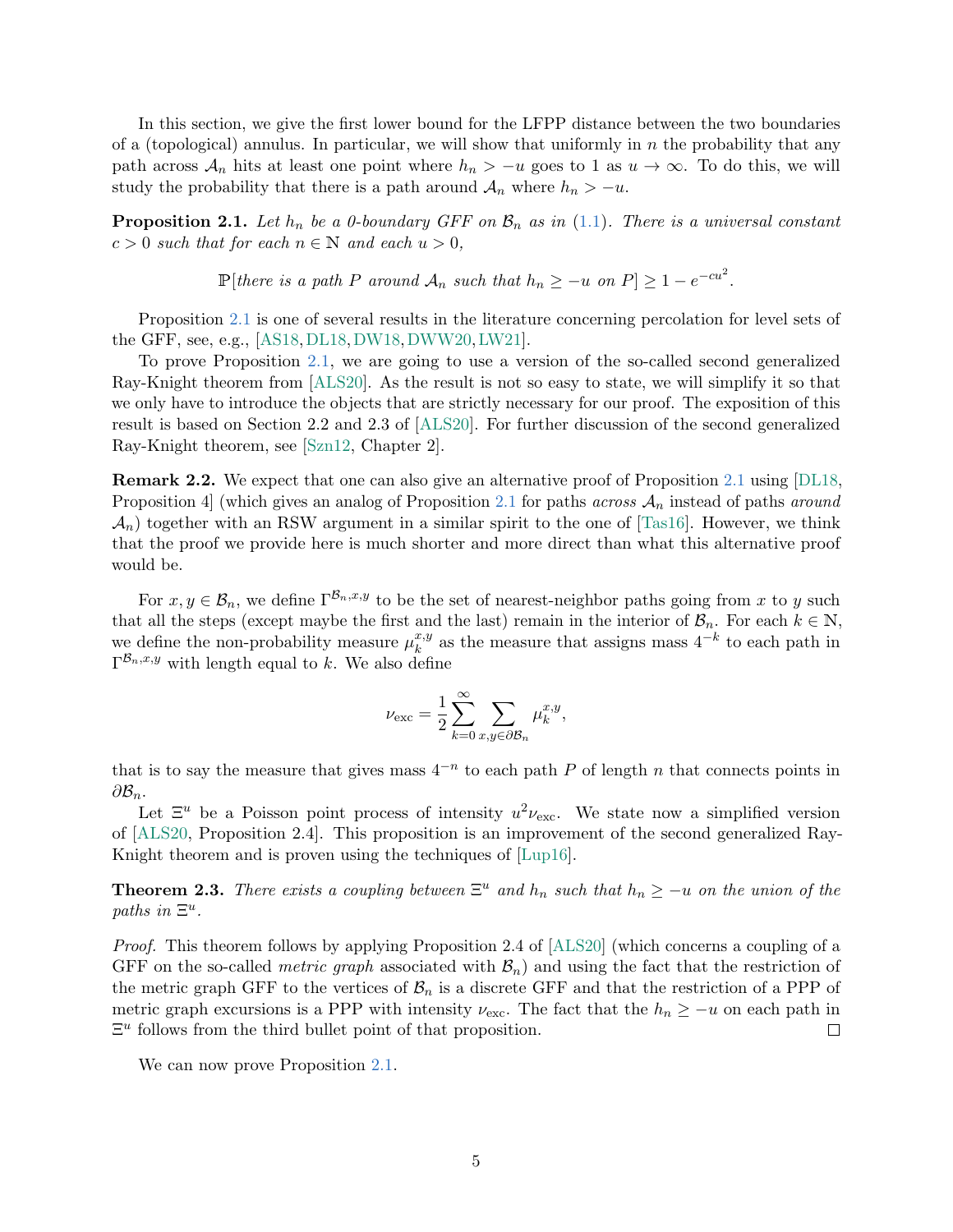In this section, we give the first lower bound for the LFPP distance between the two boundaries of a (topological) annulus. In particular, we will show that uniformly in $n$ the probability that any path across $\mathcal{A}_n$ hits at least one point where $h_n > -u$ goes to 1 as $u \to \infty$. To do this, we will study the probability that there is a path around $\mathcal{A}_n$ where $h_n > -u$.

**Proposition 2.1.** *Let $h_n$ be a 0-boundary GFF on $\mathcal{B}_n$ as in (1.1). There is a universal constant $c > 0$ such that for each $n \in \mathbb{N}$ and each $u > 0$,*

$$\mathbb{P}[\text{there is a path } P \text{ around } \mathcal{A}_n \text{ such that } h_n \geq -u \text{ on } P] \geq 1 - e^{-cu^2}.$$

Proposition 2.1 is one of several results in the literature concerning percolation for level sets of the GFF, see, e.g., [AS18, DL18, DW18, DWW20, LW21].

To prove Proposition 2.1, we are going to use a version of the so-called second generalized Ray-Knight theorem from [ALS20]. As the result is not so easy to state, we will simplify it so that we only have to introduce the objects that are strictly necessary for our proof. The exposition of this result is based on Section 2.2 and 2.3 of [ALS20]. For further discussion of the second generalized Ray-Knight theorem, see [Szn12, Chapter 2].

**Remark 2.2.** We expect that one can also give an alternative proof of Proposition 2.1 using [DL18, Proposition 4] (which gives an analog of Proposition 2.1 for paths *across* $\mathcal{A}_n$ instead of paths *around* $\mathcal{A}_n$) together with an RSW argument in a similar spirit to the one of [Tas16]. However, we think that the proof we provide here is much shorter and more direct than what this alternative proof would be.

For $x, y \in \mathcal{B}_n$, we define $\Gamma^{\mathcal{B}_n,x,y}$ to be the set of nearest-neighbor paths going from $x$ to $y$ such that all the steps (except maybe the first and the last) remain in the interior of $\mathcal{B}_n$. For each $k \in \mathbb{N}$, we define the non-probability measure $\mu_k^{x,y}$ as the measure that assigns mass $4^{-k}$ to each path in $\Gamma^{\mathcal{B}_n,x,y}$ with length equal to $k$. We also define

$$\nu_{\text{exc}} = \frac{1}{2} \sum_{k=0}^{\infty} \sum_{x,y \in \partial \mathcal{B}_n} \mu_k^{x,y},$$

that is to say the measure that gives mass $4^{-n}$ to each path $P$ of length $n$ that connects points in $\partial \mathcal{B}_n$.

Let $\Xi^u$ be a Poisson point process of intensity $u^2 \nu_{\text{exc}}$. We state now a simplified version of [ALS20, Proposition 2.4]. This proposition is an improvement of the second generalized Ray-Knight theorem and is proven using the techniques of [Lup16].

**Theorem 2.3.** *There exists a coupling between $\Xi^u$ and $h_n$ such that $h_n \geq -u$ on the union of the paths in $\Xi^u$.*

*Proof.* This theorem follows by applying Proposition 2.4 of [ALS20] (which concerns a coupling of a GFF on the so-called *metric graph* associated with $\mathcal{B}_n$) and using the fact that the restriction of the metric graph GFF to the vertices of $\mathcal{B}_n$ is a discrete GFF and that the restriction of a PPP of metric graph excursions is a PPP with intensity $\nu_{\text{exc}}$. The fact that the $h_n \geq -u$ on each path in $\Xi^u$ follows from the third bullet point of that proposition. □

We can now prove Proposition 2.1.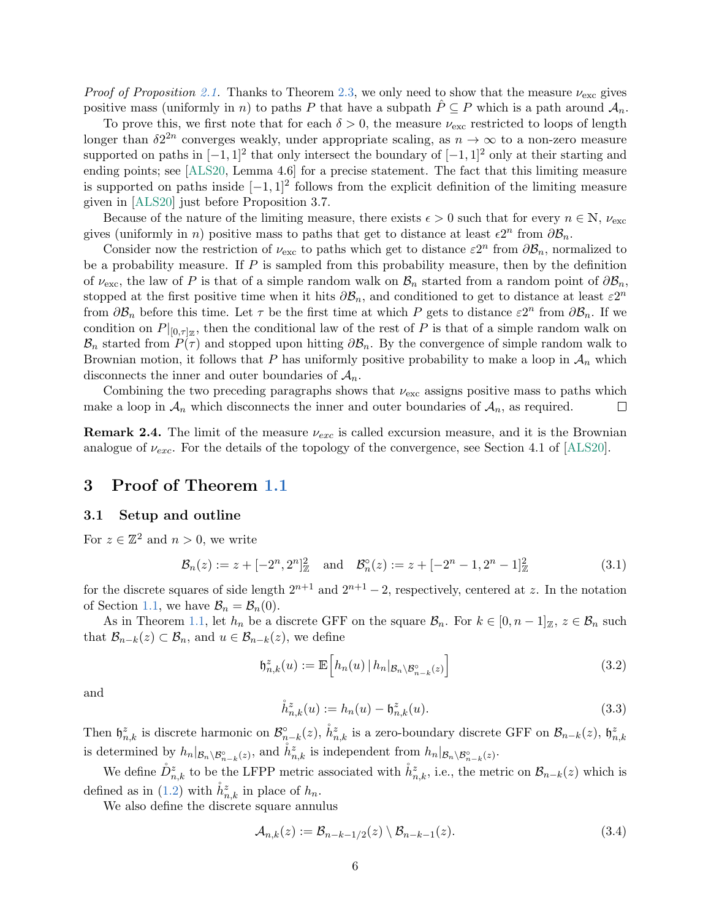*Proof of Proposition 2.1.* Thanks to Theorem 2.3, we only need to show that the measure $\nu_{\text{exc}}$ gives positive mass (uniformly in $n$) to paths $P$ that have a subpath $\hat{P} \subseteq P$ which is a path around $\mathcal{A}_n$.

To prove this, we first note that for each $\delta > 0$, the measure $\nu_{\text{exc}}$ restricted to loops of length longer than $\delta 2^{2n}$ converges weakly, under appropriate scaling, as $n \to \infty$ to a non-zero measure supported on paths in $[-1,1]^2$ that only intersect the boundary of $[-1,1]^2$ only at their starting and ending points; see [ALS20, Lemma 4.6] for a precise statement. The fact that this limiting measure is supported on paths inside $[-1,1]^2$ follows from the explicit definition of the limiting measure given in [ALS20] just before Proposition 3.7.

Because of the nature of the limiting measure, there exists $\epsilon > 0$ such that for every $n \in \mathbb{N}$, $\nu_{\text{exc}}$ gives (uniformly in $n$) positive mass to paths that get to distance at least $\epsilon 2^n$ from $\partial \mathcal{B}_n$.

Consider now the restriction of $\nu_{\text{exc}}$ to paths which get to distance $\varepsilon 2^n$ from $\partial \mathcal{B}_n$, normalized to be a probability measure. If $P$ is sampled from this probability measure, then by the definition of $\nu_{\text{exc}}$, the law of $P$ is that of a simple random walk on $\mathcal{B}_n$ started from a random point of $\partial \mathcal{B}_n$, stopped at the first positive time when it hits $\partial \mathcal{B}_n$, and conditioned to get to distance at least $\varepsilon 2^n$ from $\partial \mathcal{B}_n$ before this time. Let $\tau$ be the first time at which $P$ gets to distance $\varepsilon 2^n$ from $\partial \mathcal{B}_n$. If we condition on $P|_{[0,\tau]_{\mathbb{Z}}}$, then the conditional law of the rest of $P$ is that of a simple random walk on $\mathcal{B}_n$ started from $P(\tau)$ and stopped upon hitting $\partial \mathcal{B}_n$. By the convergence of simple random walk to Brownian motion, it follows that $P$ has uniformly positive probability to make a loop in $\mathcal{A}_n$ which disconnects the inner and outer boundaries of $\mathcal{A}_n$.

Combining the two preceding paragraphs shows that $\nu_{\text{exc}}$ assigns positive mass to paths which make a loop in $\mathcal{A}_n$ which disconnects the inner and outer boundaries of $\mathcal{A}_n$, as required. ☐

**Remark 2.4.** The limit of the measure $\nu_{exc}$ is called excursion measure, and it is the Brownian analogue of $\nu_{exc}$. For the details of the topology of the convergence, see Section 4.1 of [ALS20].

# 3 Proof of Theorem 1.1

## 3.1 Setup and outline

For $z \in \mathbb{Z}^2$ and $n > 0$, we write

$$\mathcal{B}_n(z) := z + [-2^n, 2^n]_{\mathbb{Z}}^2 \quad \text{and} \quad \mathcal{B}_n^\circ(z) := z + [-2^n - 1, 2^n - 1]_{\mathbb{Z}}^2 \tag{3.1}$$

for the discrete squares of side length $2^{n+1}$ and $2^{n+1} - 2$, respectively, centered at $z$. In the notation of Section 1.1, we have $\mathcal{B}_n = \mathcal{B}_n(0)$.

As in Theorem 1.1, let $h_n$ be a discrete GFF on the square $\mathcal{B}_n$. For $k \in [0, n-1]_{\mathbb{Z}}$, $z \in \mathcal{B}_n$ such that $\mathcal{B}_{n-k}(z) \subset \mathcal{B}_n$, and $u \in \mathcal{B}_{n-k}(z)$, we define

$$\mathfrak{h}_{n,k}^z(u) := \mathbb{E}\Big[ h_n(u) \,|\, h_n|_{\mathcal{B}_n \setminus \mathcal{B}_{n-k}^\circ(z)} \Big] \tag{3.2}$$

and

$$\mathring{h}_{n,k}^z(u) := h_n(u) - \mathfrak{h}_{n,k}^z(u). \tag{3.3}$$

Then $\mathfrak{h}_{n,k}^z$ is discrete harmonic on $\mathcal{B}_{n-k}^\circ(z)$, $\mathring{h}_{n,k}^z$ is a zero-boundary discrete GFF on $\mathcal{B}_{n-k}(z)$, $\mathfrak{h}_{n,k}^z$ is determined by $h_n|_{\mathcal{B}_n \setminus \mathcal{B}_{n-k}^\circ(z)}$, and $\mathring{h}_{n,k}^z$ is independent from $h_n|_{\mathcal{B}_n \setminus \mathcal{B}_{n-k}^\circ(z)}$.

We define $\mathring{D}_{n,k}^z$ to be the LFPP metric associated with $\mathring{h}_{n,k}^z$, i.e., the metric on $\mathcal{B}_{n-k}(z)$ which is defined as in (1.2) with $\mathring{h}_{n,k}^z$ in place of $h_n$.

We also define the discrete square annulus

$$\mathcal{A}_{n,k}(z) := \mathcal{B}_{n-k-1/2}(z) \setminus \mathcal{B}_{n-k-1}(z). \tag{3.4}$$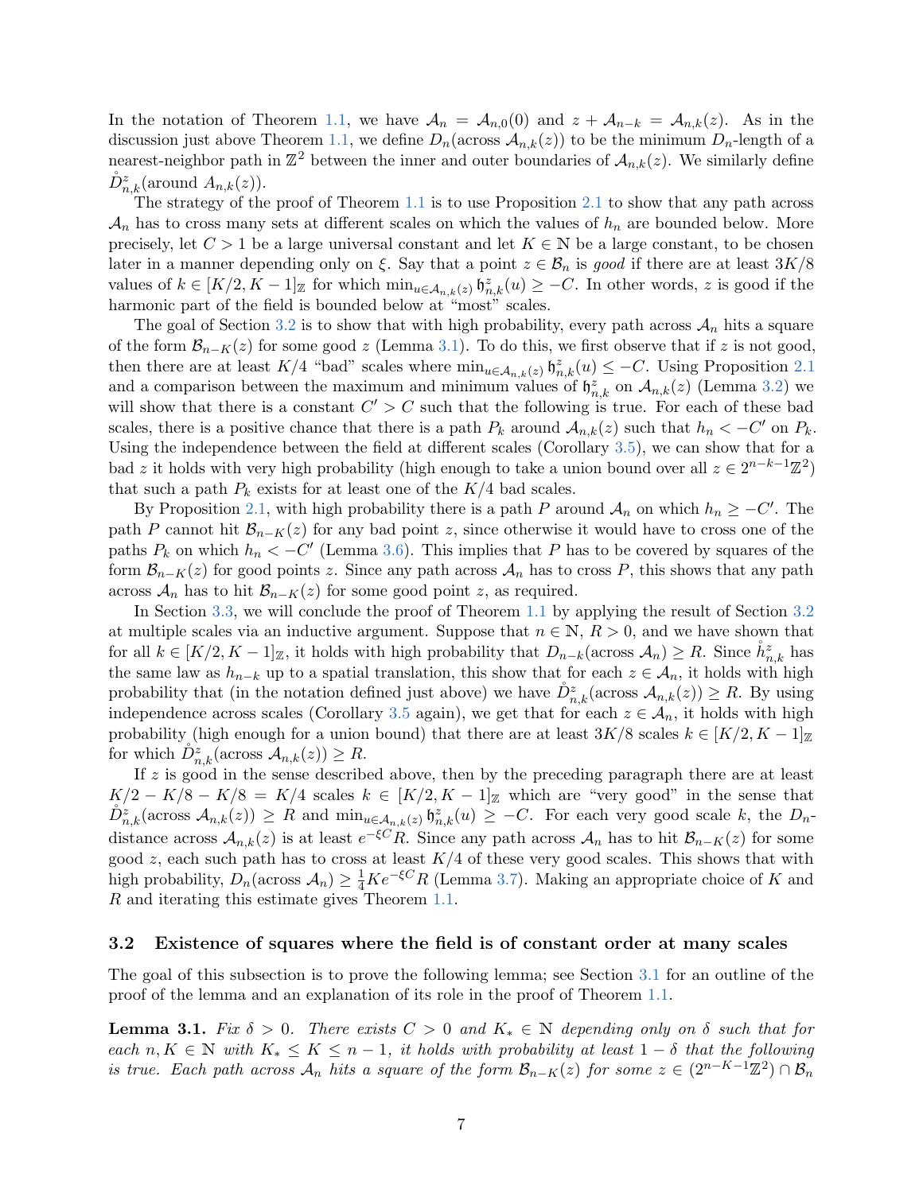In the notation of Theorem 1.1, we have $\mathcal{A}_n = \mathcal{A}_{n,0}(0)$ and $z + \mathcal{A}_{n-k} = \mathcal{A}_{n,k}(z)$. As in the discussion just above Theorem 1.1, we define $D_n(\text{across } \mathcal{A}_{n,k}(z))$ to be the minimum $D_n$-length of a nearest-neighbor path in $\mathbb{Z}^2$ between the inner and outer boundaries of $\mathcal{A}_{n,k}(z)$. We similarly define $\mathring{D}^z_{n,k}(\text{around } A_{n,k}(z))$.

The strategy of the proof of Theorem 1.1 is to use Proposition 2.1 to show that any path across $\mathcal{A}_n$ has to cross many sets at different scales on which the values of $h_n$ are bounded below. More precisely, let $C > 1$ be a large universal constant and let $K \in \mathbb{N}$ be a large constant, to be chosen later in a manner depending only on $\xi$. Say that a point $z \in \mathcal{B}_n$ is *good* if there are at least $3K/8$ values of $k \in [K/2, K-1]_{\mathbb{Z}}$ for which $\min_{u \in \mathcal{A}_{n,k}(z)} \mathfrak{h}^z_{n,k}(u) \geq -C$. In other words, $z$ is good if the harmonic part of the field is bounded below at "most" scales.

The goal of Section 3.2 is to show that with high probability, every path across $\mathcal{A}_n$ hits a square of the form $\mathcal{B}_{n-K}(z)$ for some good $z$ (Lemma 3.1). To do this, we first observe that if $z$ is not good, then there are at least $K/4$ "bad" scales where $\min_{u \in \mathcal{A}_{n,k}(z)} \mathfrak{h}^z_{n,k}(u) \leq -C$. Using Proposition 2.1 and a comparison between the maximum and minimum values of $\mathfrak{h}^z_{n,k}$ on $\mathcal{A}_{n,k}(z)$ (Lemma 3.2) we will show that there is a constant $C' > C$ such that the following is true. For each of these bad scales, there is a positive chance that there is a path $P_k$ around $\mathcal{A}_{n,k}(z)$ such that $h_n < -C'$ on $P_k$. Using the independence between the field at different scales (Corollary 3.5), we can show that for a bad $z$ it holds with very high probability (high enough to take a union bound over all $z \in 2^{n-k-1}\mathbb{Z}^2$) that such a path $P_k$ exists for at least one of the $K/4$ bad scales.

By Proposition 2.1, with high probability there is a path $P$ around $\mathcal{A}_n$ on which $h_n \geq -C'$. The path $P$ cannot hit $\mathcal{B}_{n-K}(z)$ for any bad point $z$, since otherwise it would have to cross one of the paths $P_k$ on which $h_n < -C'$ (Lemma 3.6). This implies that $P$ has to be covered by squares of the form $\mathcal{B}_{n-K}(z)$ for good points $z$. Since any path across $\mathcal{A}_n$ has to cross $P$, this shows that any path across $\mathcal{A}_n$ has to hit $\mathcal{B}_{n-K}(z)$ for some good point $z$, as required.

In Section 3.3, we will conclude the proof of Theorem 1.1 by applying the result of Section 3.2 at multiple scales via an inductive argument. Suppose that $n \in \mathbb{N}$, $R > 0$, and we have shown that for all $k \in [K/2, K-1]_{\mathbb{Z}}$, it holds with high probability that $D_{n-k}(\text{across } \mathcal{A}_n) \geq R$. Since $\mathring{h}^z_{n,k}$ has the same law as $h_{n-k}$ up to a spatial translation, this show that for each $z \in \mathcal{A}_n$, it holds with high probability that (in the notation defined just above) we have $\mathring{D}^z_{n,k}(\text{across } \mathcal{A}_{n,k}(z)) \geq R$. By using independence across scales (Corollary 3.5 again), we get that for each $z \in \mathcal{A}_n$, it holds with high probability (high enough for a union bound) that there are at least $3K/8$ scales $k \in [K/2, K-1]_{\mathbb{Z}}$ for which $\mathring{D}^z_{n,k}(\text{across } \mathcal{A}_{n,k}(z)) \geq R$.

If $z$ is good in the sense described above, then by the preceding paragraph there are at least $K/2 - K/8 - K/8 = K/4$ scales $k \in [K/2, K-1]_{\mathbb{Z}}$ which are "very good" in the sense that $\mathring{D}^z_{n,k}(\text{across } \mathcal{A}_{n,k}(z)) \geq R$ and $\min_{u \in \mathcal{A}_{n,k}(z)} \mathfrak{h}^z_{n,k}(u) \geq -C$. For each very good scale $k$, the $D_n$-distance across $\mathcal{A}_{n,k}(z)$ is at least $e^{-\xi C} R$. Since any path across $\mathcal{A}_n$ has to hit $\mathcal{B}_{n-K}(z)$ for some good $z$, each such path has to cross at least $K/4$ of these very good scales. This shows that with high probability, $D_n(\text{across } \mathcal{A}_n) \geq \frac{1}{4} K e^{-\xi C} R$ (Lemma 3.7). Making an appropriate choice of $K$ and $R$ and iterating this estimate gives Theorem 1.1.

## 3.2 Existence of squares where the field is of constant order at many scales

The goal of this subsection is to prove the following lemma; see Section 3.1 for an outline of the proof of the lemma and an explanation of its role in the proof of Theorem 1.1.

**Lemma 3.1.** *Fix $\delta > 0$. There exists $C > 0$ and $K_* \in \mathbb{N}$ depending only on $\delta$ such that for each $n, K \in \mathbb{N}$ with $K_* \leq K \leq n-1$, it holds with probability at least $1 - \delta$ that the following is true. Each path across $\mathcal{A}_n$ hits a square of the form $\mathcal{B}_{n-K}(z)$ for some $z \in (2^{n-K-1}\mathbb{Z}^2) \cap \mathcal{B}_n$*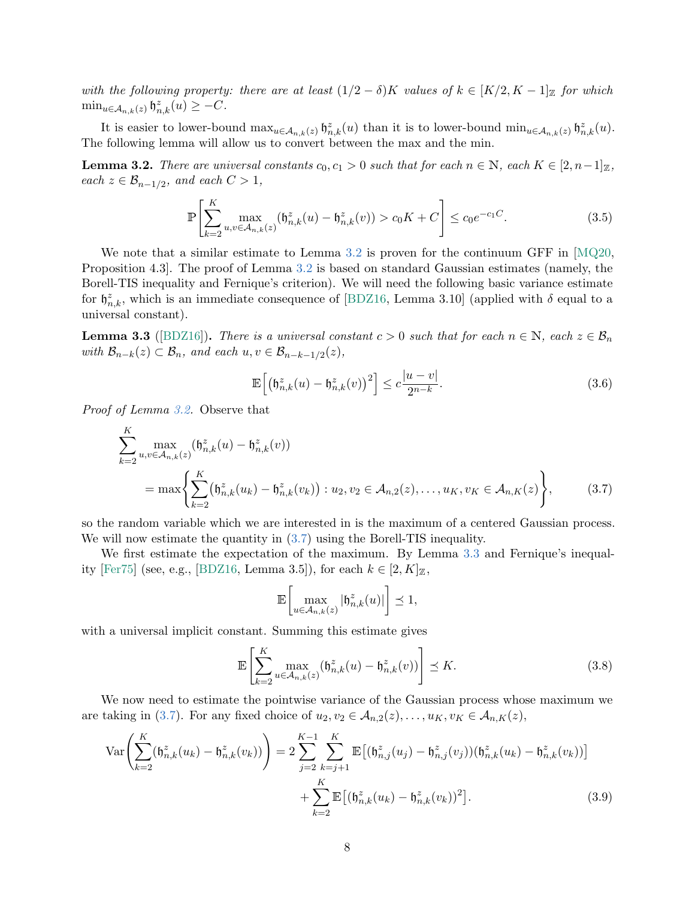*with the following property: there are at least $(1/2 - \delta)K$ values of $k \in [K/2, K-1]_{\mathbb{Z}}$ for which $\min_{u \in \mathcal{A}_{n,k}(z)} \mathfrak{h}^z_{n,k}(u) \geq -C$.*

It is easier to lower-bound $\max_{u \in \mathcal{A}_{n,k}(z)} \mathfrak{h}^z_{n,k}(u)$ than it is to lower-bound $\min_{u \in \mathcal{A}_{n,k}(z)} \mathfrak{h}^z_{n,k}(u)$. The following lemma will allow us to convert between the max and the min.

**Lemma 3.2.** *There are universal constants $c_0, c_1 > 0$ such that for each $n \in \mathbb{N}$, each $K \in [2, n-1]_{\mathbb{Z}}$, each $z \in \mathcal{B}_{n-1/2}$, and each $C > 1$,*

$$\mathbb{P}\left[\sum_{k=2}^{K} \max_{u,v \in \mathcal{A}_{n,k}(z)} (\mathfrak{h}^z_{n,k}(u) - \mathfrak{h}^z_{n,k}(v)) > c_0 K + C\right] \leq c_0 e^{-c_1 C}. \tag{3.5}$$

We note that a similar estimate to Lemma 3.2 is proven for the continuum GFF in [MQ20, Proposition 4.3]. The proof of Lemma 3.2 is based on standard Gaussian estimates (namely, the Borell-TIS inequality and Fernique's criterion). We will need the following basic variance estimate for $\mathfrak{h}^z_{n,k}$, which is an immediate consequence of [BDZ16, Lemma 3.10] (applied with $\delta$ equal to a universal constant).

**Lemma 3.3** ([BDZ16])**.** *There is a universal constant $c > 0$ such that for each $n \in \mathbb{N}$, each $z \in \mathcal{B}_n$ with $\mathcal{B}_{n-k}(z) \subset \mathcal{B}_n$, and each $u, v \in \mathcal{B}_{n-k-1/2}(z)$,*

$$\mathbb{E}\left[\left(\mathfrak{h}^z_{n,k}(u) - \mathfrak{h}^z_{n,k}(v)\right)^2\right] \leq c \frac{|u-v|}{2^{n-k}}. \tag{3.6}$$

*Proof of Lemma 3.2.* Observe that

$$\begin{aligned}
&\sum_{k=2}^{K} \max_{u,v \in \mathcal{A}_{n,k}(z)} (\mathfrak{h}^z_{n,k}(u) - \mathfrak{h}^z_{n,k}(v)) \\
&\qquad = \max\left\{ \sum_{k=2}^{K} \left(\mathfrak{h}^z_{n,k}(u_k) - \mathfrak{h}^z_{n,k}(v_k)\right) : u_2, v_2 \in \mathcal{A}_{n,2}(z), \ldots, u_K, v_K \in \mathcal{A}_{n,K}(z) \right\},
\end{aligned} \tag{3.7}$$

so the random variable which we are interested in is the maximum of a centered Gaussian process. We will now estimate the quantity in (3.7) using the Borell-TIS inequality.

We first estimate the expectation of the maximum. By Lemma 3.3 and Fernique's inequality [Fer75] (see, e.g., [BDZ16, Lemma 3.5]), for each $k \in [2, K]_{\mathbb{Z}}$,

$$\mathbb{E}\left[\max_{u \in \mathcal{A}_{n,k}(z)} |\mathfrak{h}^z_{n,k}(u)|\right] \preceq 1,$$

with a universal implicit constant. Summing this estimate gives

$$\mathbb{E}\left[\sum_{k=2}^{K} \max_{u \in \mathcal{A}_{n,k}(z)} (\mathfrak{h}^z_{n,k}(u) - \mathfrak{h}^z_{n,k}(v))\right] \preceq K. \tag{3.8}$$

We now need to estimate the pointwise variance of the Gaussian process whose maximum we are taking in (3.7). For any fixed choice of $u_2, v_2 \in \mathcal{A}_{n,2}(z), \ldots, u_K, v_K \in \mathcal{A}_{n,K}(z)$,

$$\begin{aligned}
\operatorname{Var}\left(\sum_{k=2}^{K} (\mathfrak{h}^z_{n,k}(u_k) - \mathfrak{h}^z_{n,k}(v_k))\right) &= 2 \sum_{j=2}^{K-1} \sum_{k=j+1}^{K} \mathbb{E}\left[(\mathfrak{h}^z_{n,j}(u_j) - \mathfrak{h}^z_{n,j}(v_j))(\mathfrak{h}^z_{n,k}(u_k) - \mathfrak{h}^z_{n,k}(v_k))\right] \\
&\quad + \sum_{k=2}^{K} \mathbb{E}\left[(\mathfrak{h}^z_{n,k}(u_k) - \mathfrak{h}^z_{n,k}(v_k))^2\right].
\end{aligned} \tag{3.9}$$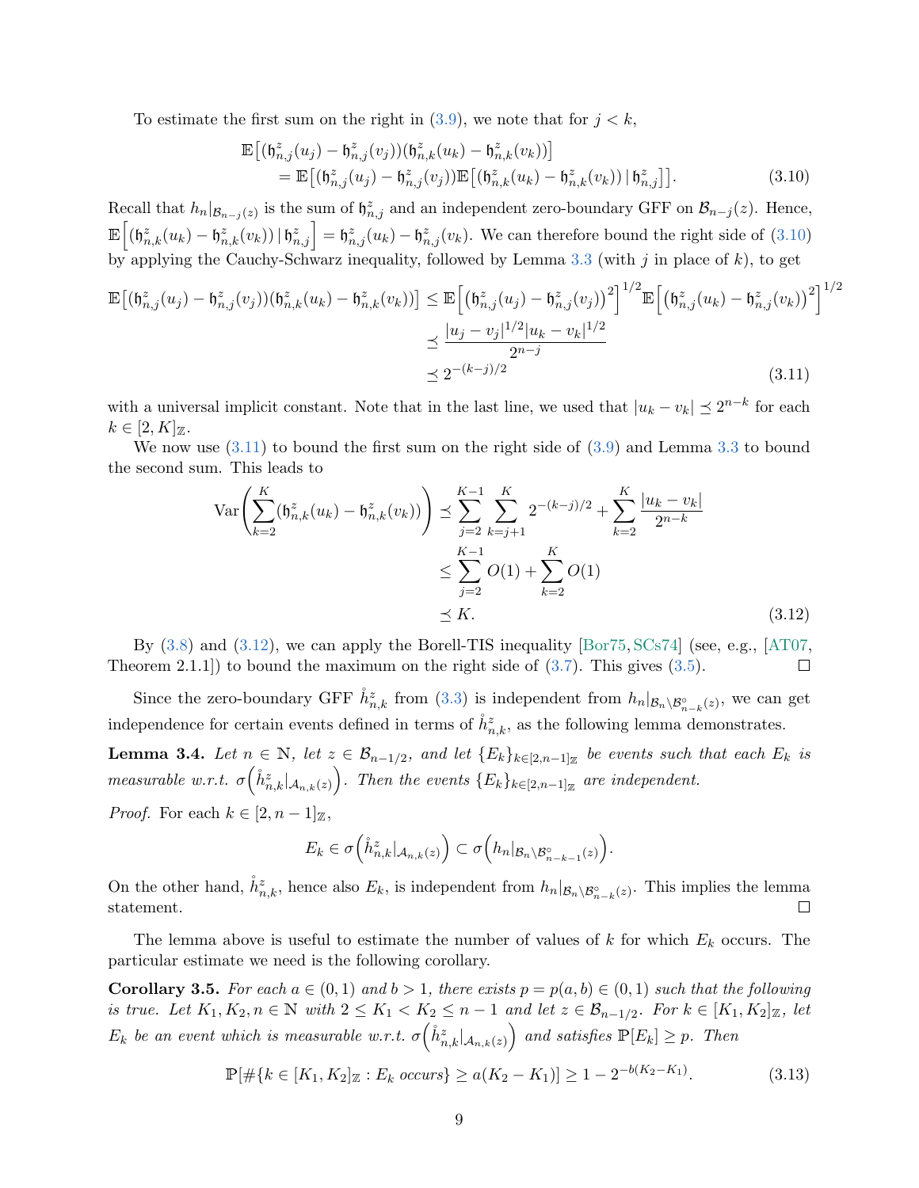To estimate the first sum on the right in (3.9), we note that for $j < k$,

$$\begin{aligned}
&\mathbb{E}\big[(\mathfrak{h}^z_{n,j}(u_j) - \mathfrak{h}^z_{n,j}(v_j))(\mathfrak{h}^z_{n,k}(u_k) - \mathfrak{h}^z_{n,k}(v_k))\big] \\
&\qquad = \mathbb{E}\big[(\mathfrak{h}^z_{n,j}(u_j) - \mathfrak{h}^z_{n,j}(v_j))\mathbb{E}\big[(\mathfrak{h}^z_{n,k}(u_k) - \mathfrak{h}^z_{n,k}(v_k)) \,|\, \mathfrak{h}^z_{n,j}\big]\big]. \qquad (3.10)
\end{aligned}$$

Recall that $h_n|_{\mathcal{B}_{n-j}(z)}$ is the sum of $\mathfrak{h}^z_{n,j}$ and an independent zero-boundary GFF on $\mathcal{B}_{n-j}(z)$. Hence, $\mathbb{E}\Big[(\mathfrak{h}^z_{n,k}(u_k) - \mathfrak{h}^z_{n,k}(v_k)) \,|\, \mathfrak{h}^z_{n,j}\Big] = \mathfrak{h}^z_{n,j}(u_k) - \mathfrak{h}^z_{n,j}(v_k)$. We can therefore bound the right side of (3.10) by applying the Cauchy-Schwarz inequality, followed by Lemma 3.3 (with $j$ in place of $k$), to get

$$\begin{aligned}
\mathbb{E}\big[(\mathfrak{h}^z_{n,j}(u_j) - \mathfrak{h}^z_{n,j}(v_j))(\mathfrak{h}^z_{n,k}(u_k) - \mathfrak{h}^z_{n,k}(v_k))\big] &\le \mathbb{E}\Big[\big(\mathfrak{h}^z_{n,j}(u_j) - \mathfrak{h}^z_{n,j}(v_j)\big)^2\Big]^{1/2} \mathbb{E}\Big[\big(\mathfrak{h}^z_{n,j}(u_k) - \mathfrak{h}^z_{n,j}(v_k)\big)^2\Big]^{1/2} \\
&\preceq \frac{|u_j - v_j|^{1/2}|u_k - v_k|^{1/2}}{2^{n-j}} \\
&\preceq 2^{-(k-j)/2} \qquad (3.11)
\end{aligned}$$

with a universal implicit constant. Note that in the last line, we used that $|u_k - v_k| \preceq 2^{n-k}$ for each $k \in [2, K]_{\mathbb{Z}}$.

We now use (3.11) to bound the first sum on the right side of (3.9) and Lemma 3.3 to bound the second sum. This leads to

$$\begin{aligned}
\mathrm{Var}\left(\sum_{k=2}^{K}(\mathfrak{h}^z_{n,k}(u_k) - \mathfrak{h}^z_{n,k}(v_k))\right) &\preceq \sum_{j=2}^{K-1}\sum_{k=j+1}^{K} 2^{-(k-j)/2} + \sum_{k=2}^{K}\frac{|u_k - v_k|}{2^{n-k}} \\
&\le \sum_{j=2}^{K-1} O(1) + \sum_{k=2}^{K} O(1) \\
&\preceq K. \qquad (3.12)
\end{aligned}$$

By (3.8) and (3.12), we can apply the Borell-TIS inequality [Bor75, SCs74] (see, e.g., [AT07, Theorem 2.1.1]) to bound the maximum on the right side of (3.7). This gives (3.5). □

Since the zero-boundary GFF $\mathring{h}^z_{n,k}$ from (3.3) is independent from $h_n|_{\mathcal{B}_n \setminus \mathcal{B}^\circ_{n-k}(z)}$, we can get independence for certain events defined in terms of $\mathring{h}^z_{n,k}$, as the following lemma demonstrates.

**Lemma 3.4.** *Let $n \in \mathbb{N}$, let $z \in \mathcal{B}_{n-1/2}$, and let $\{E_k\}_{k \in [2,n-1]_{\mathbb{Z}}}$ be events such that each $E_k$ is measurable w.r.t. $\sigma\Big(\mathring{h}^z_{n,k}|_{\mathcal{A}_{n,k}(z)}\Big)$. Then the events $\{E_k\}_{k \in [2,n-1]_{\mathbb{Z}}}$ are independent.*

*Proof.* For each $k \in [2, n-1]_{\mathbb{Z}}$,

$$E_k \in \sigma\Big(\mathring{h}^z_{n,k}|_{\mathcal{A}_{n,k}(z)}\Big) \subset \sigma\Big(h_n|_{\mathcal{B}_n \setminus \mathcal{B}^\circ_{n-k-1}(z)}\Big).$$

On the other hand, $\mathring{h}^z_{n,k}$, hence also $E_k$, is independent from $h_n|_{\mathcal{B}_n \setminus \mathcal{B}^\circ_{n-k}(z)}$. This implies the lemma statement. □

The lemma above is useful to estimate the number of values of $k$ for which $E_k$ occurs. The particular estimate we need is the following corollary.

**Corollary 3.5.** *For each $a \in (0,1)$ and $b > 1$, there exists $p = p(a,b) \in (0,1)$ such that the following is true. Let $K_1, K_2, n \in \mathbb{N}$ with $2 \le K_1 < K_2 \le n-1$ and let $z \in \mathcal{B}_{n-1/2}$. For $k \in [K_1, K_2]_{\mathbb{Z}}$, let $E_k$ be an event which is measurable w.r.t. $\sigma\Big(\mathring{h}^z_{n,k}|_{\mathcal{A}_{n,k}(z)}\Big)$ and satisfies $\mathbb{P}[E_k] \ge p$. Then*

$$\mathbb{P}[\#\{k \in [K_1, K_2]_{\mathbb{Z}} : E_k \text{ occurs}\} \ge a(K_2 - K_1)] \ge 1 - 2^{-b(K_2 - K_1)}. \qquad (3.13)$$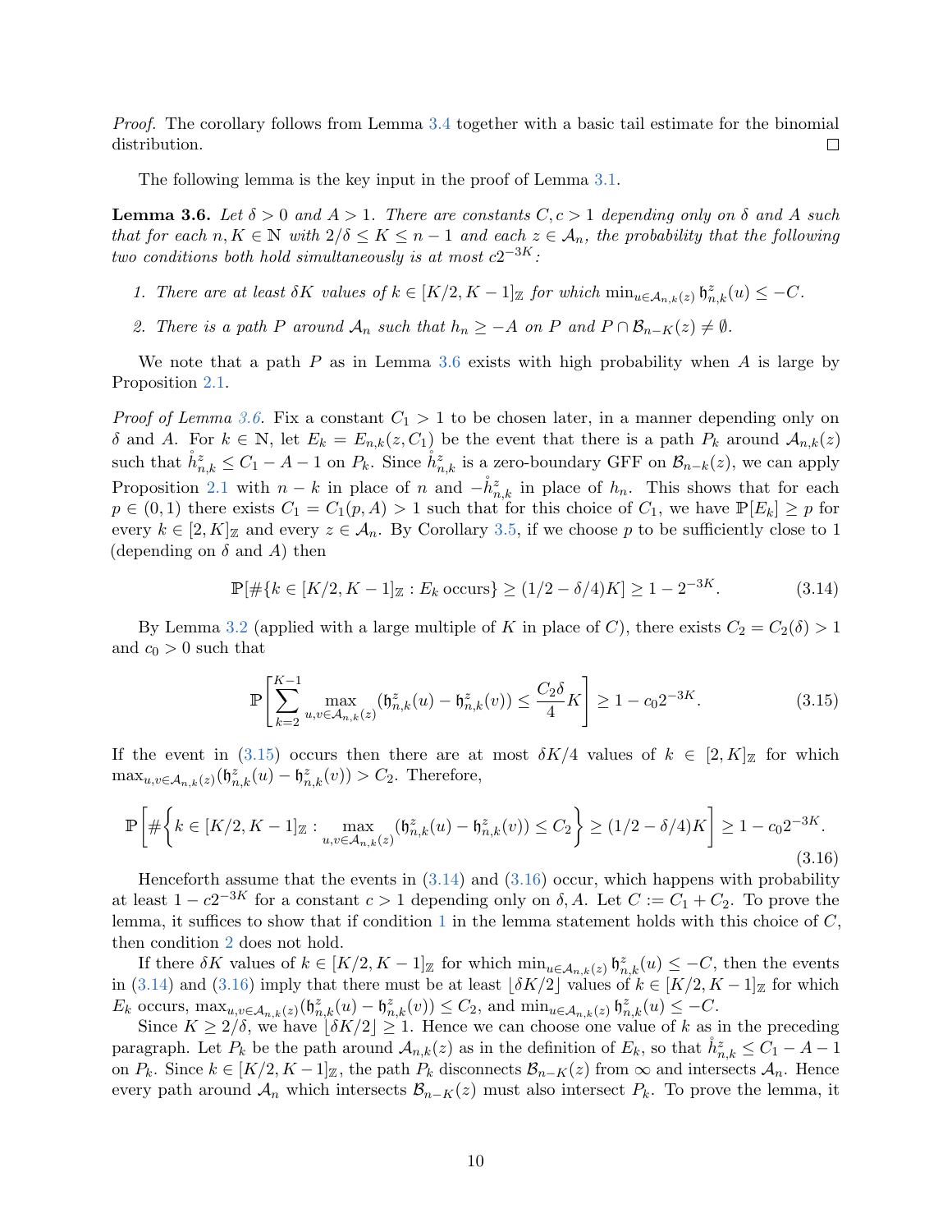*Proof.* The corollary follows from Lemma 3.4 together with a basic tail estimate for the binomial distribution. ∎

The following lemma is the key input in the proof of Lemma 3.1.

**Lemma 3.6.** *Let $\delta > 0$ and $A > 1$. There are constants $C, c > 1$ depending only on $\delta$ and $A$ such that for each $n, K \in \mathbb{N}$ with $2/\delta \le K \le n-1$ and each $z \in \mathcal{A}_n$, the probability that the following two conditions both hold simultaneously is at most $c 2^{-3K}$:*

1. *There are at least $\delta K$ values of $k \in [K/2, K-1]_{\mathbb{Z}}$ for which $\min_{u \in \mathcal{A}_{n,k}(z)} \mathfrak{h}^z_{n,k}(u) \le -C$.*
2. *There is a path $P$ around $\mathcal{A}_n$ such that $h_n \ge -A$ on $P$ and $P \cap \mathcal{B}_{n-K}(z) \neq \emptyset$.*

We note that a path $P$ as in Lemma 3.6 exists with high probability when $A$ is large by Proposition 2.1.

*Proof of Lemma 3.6.* Fix a constant $C_1 > 1$ to be chosen later, in a manner depending only on $\delta$ and $A$. For $k \in \mathbb{N}$, let $E_k = E_{n,k}(z, C_1)$ be the event that there is a path $P_k$ around $\mathcal{A}_{n,k}(z)$ such that $\mathring{h}^z_{n,k} \le C_1 - A - 1$ on $P_k$. Since $\mathring{h}^z_{n,k}$ is a zero-boundary GFF on $\mathcal{B}_{n-k}(z)$, we can apply Proposition 2.1 with $n-k$ in place of $n$ and $-\mathring{h}^z_{n,k}$ in place of $h_n$. This shows that for each $p \in (0,1)$ there exists $C_1 = C_1(p, A) > 1$ such that for this choice of $C_1$, we have $\mathbb{P}[E_k] \ge p$ for every $k \in [2, K]_{\mathbb{Z}}$ and every $z \in \mathcal{A}_n$. By Corollary 3.5, if we choose $p$ to be sufficiently close to 1 (depending on $\delta$ and $A$) then

$$\mathbb{P}[\#\{k \in [K/2, K-1]_{\mathbb{Z}} : E_k \text{ occurs}\} \ge (1/2 - \delta/4)K] \ge 1 - 2^{-3K}. \tag{3.14}$$

By Lemma 3.2 (applied with a large multiple of $K$ in place of $C$), there exists $C_2 = C_2(\delta) > 1$ and $c_0 > 0$ such that

$$\mathbb{P}\left[\sum_{k=2}^{K-1} \max_{u,v \in \mathcal{A}_{n,k}(z)} (\mathfrak{h}^z_{n,k}(u) - \mathfrak{h}^z_{n,k}(v)) \le \frac{C_2 \delta}{4} K\right] \ge 1 - c_0 2^{-3K}. \tag{3.15}$$

If the event in (3.15) occurs then there are at most $\delta K/4$ values of $k \in [2, K]_{\mathbb{Z}}$ for which $\max_{u,v \in \mathcal{A}_{n,k}(z)} (\mathfrak{h}^z_{n,k}(u) - \mathfrak{h}^z_{n,k}(v)) > C_2$. Therefore,

$$\mathbb{P}\left[\#\left\{k \in [K/2, K-1]_{\mathbb{Z}} : \max_{u,v \in \mathcal{A}_{n,k}(z)} (\mathfrak{h}^z_{n,k}(u) - \mathfrak{h}^z_{n,k}(v)) \le C_2\right\} \ge (1/2 - \delta/4)K\right] \ge 1 - c_0 2^{-3K}. \tag{3.16}$$

Henceforth assume that the events in (3.14) and (3.16) occur, which happens with probability at least $1 - c 2^{-3K}$ for a constant $c > 1$ depending only on $\delta, A$. Let $C := C_1 + C_2$. To prove the lemma, it suffices to show that if condition 1 in the lemma statement holds with this choice of $C$, then condition 2 does not hold.

If there $\delta K$ values of $k \in [K/2, K-1]_{\mathbb{Z}}$ for which $\min_{u \in \mathcal{A}_{n,k}(z)} \mathfrak{h}^z_{n,k}(u) \le -C$, then the events in (3.14) and (3.16) imply that there must be at least $\lfloor \delta K/2 \rfloor$ values of $k \in [K/2, K-1]_{\mathbb{Z}}$ for which $E_k$ occurs, $\max_{u,v \in \mathcal{A}_{n,k}(z)} (\mathfrak{h}^z_{n,k}(u) - \mathfrak{h}^z_{n,k}(v)) \le C_2$, and $\min_{u \in \mathcal{A}_{n,k}(z)} \mathfrak{h}^z_{n,k}(u) \le -C$.

Since $K \ge 2/\delta$, we have $\lfloor \delta K/2 \rfloor \ge 1$. Hence we can choose one value of $k$ as in the preceding paragraph. Let $P_k$ be the path around $\mathcal{A}_{n,k}(z)$ as in the definition of $E_k$, so that $\mathring{h}^z_{n,k} \le C_1 - A - 1$ on $P_k$. Since $k \in [K/2, K-1]_{\mathbb{Z}}$, the path $P_k$ disconnects $\mathcal{B}_{n-K}(z)$ from $\infty$ and intersects $\mathcal{A}_n$. Hence every path around $\mathcal{A}_n$ which intersects $\mathcal{B}_{n-K}(z)$ must also intersect $P_k$. To prove the lemma, it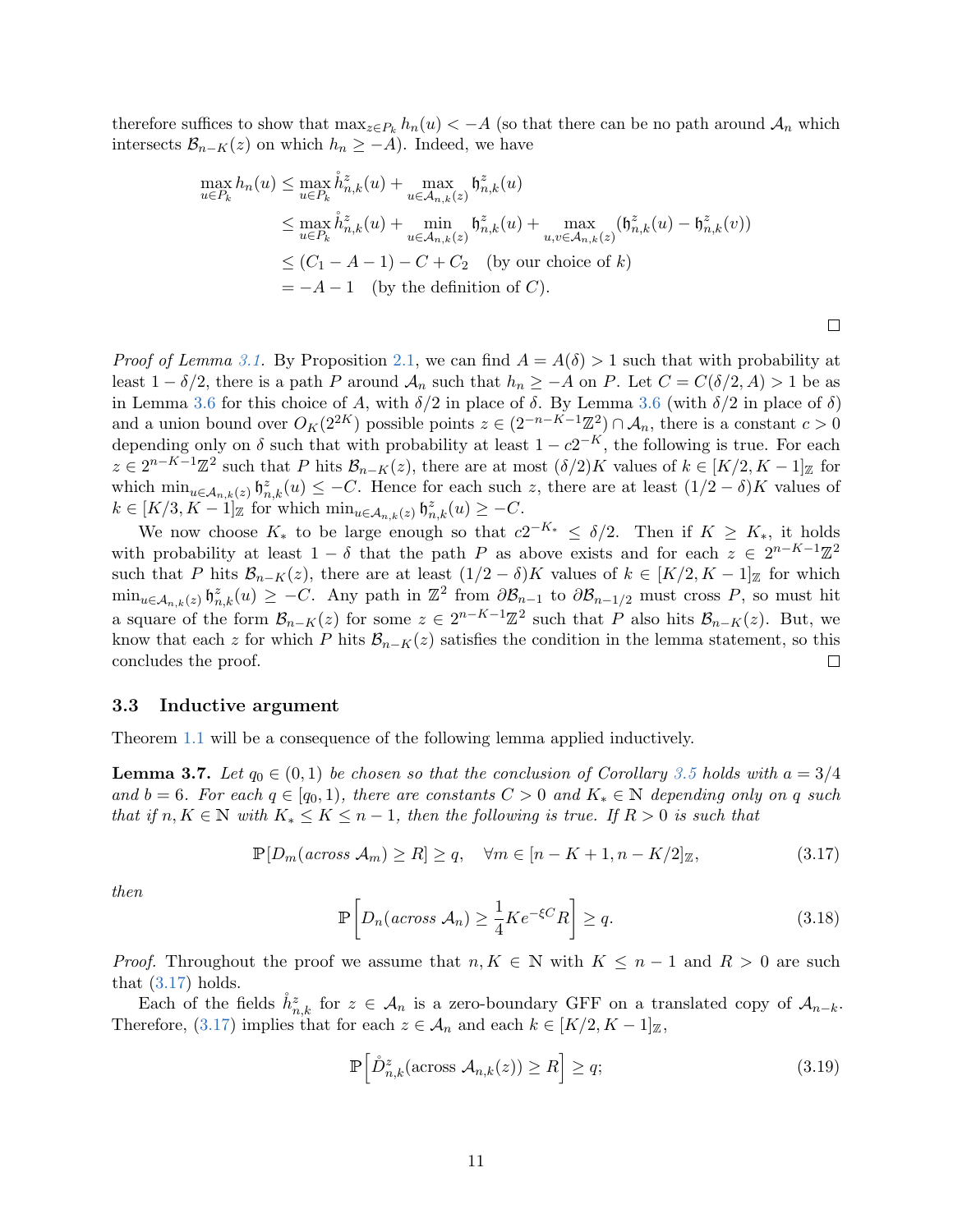therefore suffices to show that $\max_{z\in P_k} h_n(u) < -A$ (so that there can be no path around $\mathcal{A}_n$ which intersects $\mathcal{B}_{n-K}(z)$ on which $h_n \geq -A$). Indeed, we have

$$
\begin{aligned}
\max_{u\in P_k} h_n(u) &\leq \max_{u\in P_k} \mathring{h}^z_{n,k}(u) + \max_{u\in\mathcal{A}_{n,k}(z)} \mathfrak{h}^z_{n,k}(u) \\
&\leq \max_{u\in P_k} \mathring{h}^z_{n,k}(u) + \min_{u\in\mathcal{A}_{n,k}(z)} \mathfrak{h}^z_{n,k}(u) + \max_{u,v\in\mathcal{A}_{n,k}(z)} (\mathfrak{h}^z_{n,k}(u) - \mathfrak{h}^z_{n,k}(v)) \\
&\leq (C_1 - A - 1) - C + C_2 \quad \text{(by our choice of } k) \\
&= -A - 1 \quad \text{(by the definition of } C).
\end{aligned}
$$

□

*Proof of Lemma 3.1.* By Proposition 2.1, we can find $A = A(\delta) > 1$ such that with probability at least $1 - \delta/2$, there is a path $P$ around $\mathcal{A}_n$ such that $h_n \geq -A$ on $P$. Let $C = C(\delta/2, A) > 1$ be as in Lemma 3.6 for this choice of $A$, with $\delta/2$ in place of $\delta$. By Lemma 3.6 (with $\delta/2$ in place of $\delta$) and a union bound over $O_K(2^{2K})$ possible points $z \in (2^{-n-K-1}\mathbb{Z}^2) \cap \mathcal{A}_n$, there is a constant $c > 0$ depending only on $\delta$ such that with probability at least $1 - c2^{-K}$, the following is true. For each $z \in 2^{n-K-1}\mathbb{Z}^2$ such that $P$ hits $\mathcal{B}_{n-K}(z)$, there are at most $(\delta/2)K$ values of $k \in [K/2, K-1]_{\mathbb{Z}}$ for which $\min_{u\in\mathcal{A}_{n,k}(z)} \mathfrak{h}^z_{n,k}(u) \leq -C$. Hence for each such $z$, there are at least $(1/2 - \delta)K$ values of $k \in [K/3, K-1]_{\mathbb{Z}}$ for which $\min_{u\in\mathcal{A}_{n,k}(z)} \mathfrak{h}^z_{n,k}(u) \geq -C$.

We now choose $K_*$ to be large enough so that $c2^{-K_*} \leq \delta/2$. Then if $K \geq K_*$, it holds with probability at least $1 - \delta$ that the path $P$ as above exists and for each $z \in 2^{n-K-1}\mathbb{Z}^2$ such that $P$ hits $\mathcal{B}_{n-K}(z)$, there are at least $(1/2 - \delta)K$ values of $k \in [K/2, K-1]_{\mathbb{Z}}$ for which $\min_{u\in\mathcal{A}_{n,k}(z)} \mathfrak{h}^z_{n,k}(u) \geq -C$. Any path in $\mathbb{Z}^2$ from $\partial\mathcal{B}_{n-1}$ to $\partial\mathcal{B}_{n-1/2}$ must cross $P$, so must hit a square of the form $\mathcal{B}_{n-K}(z)$ for some $z \in 2^{n-K-1}\mathbb{Z}^2$ such that $P$ also hits $\mathcal{B}_{n-K}(z)$. But, we know that each $z$ for which $P$ hits $\mathcal{B}_{n-K}(z)$ satisfies the condition in the lemma statement, so this concludes the proof. □

### 3.3 Inductive argument

Theorem 1.1 will be a consequence of the following lemma applied inductively.

**Lemma 3.7.** *Let $q_0 \in (0,1)$ be chosen so that the conclusion of Corollary 3.5 holds with $a = 3/4$ and $b = 6$. For each $q \in [q_0, 1)$, there are constants $C > 0$ and $K_* \in \mathbb{N}$ depending only on $q$ such that if $n, K \in \mathbb{N}$ with $K_* \leq K \leq n-1$, then the following is true. If $R > 0$ is such that*

$$
\mathbb{P}[D_m(\text{across } \mathcal{A}_m) \geq R] \geq q, \quad \forall m \in [n-K+1, n-K/2]_{\mathbb{Z}}, \tag{3.17}
$$

*then*

$$
\mathbb{P}\left[D_n(\text{across } \mathcal{A}_n) \geq \frac{1}{4} K e^{-\xi C} R\right] \geq q. \tag{3.18}
$$

*Proof.* Throughout the proof we assume that $n, K \in \mathbb{N}$ with $K \leq n-1$ and $R > 0$ are such that (3.17) holds.

Each of the fields $\mathring{h}^z_{n,k}$ for $z \in \mathcal{A}_n$ is a zero-boundary GFF on a translated copy of $\mathcal{A}_{n-k}$. Therefore, (3.17) implies that for each $z \in \mathcal{A}_n$ and each $k \in [K/2, K-1]_{\mathbb{Z}}$,

$$
\mathbb{P}\left[\mathring{D}^z_{n,k}(\text{across } \mathcal{A}_{n,k}(z)) \geq R\right] \geq q; \tag{3.19}
$$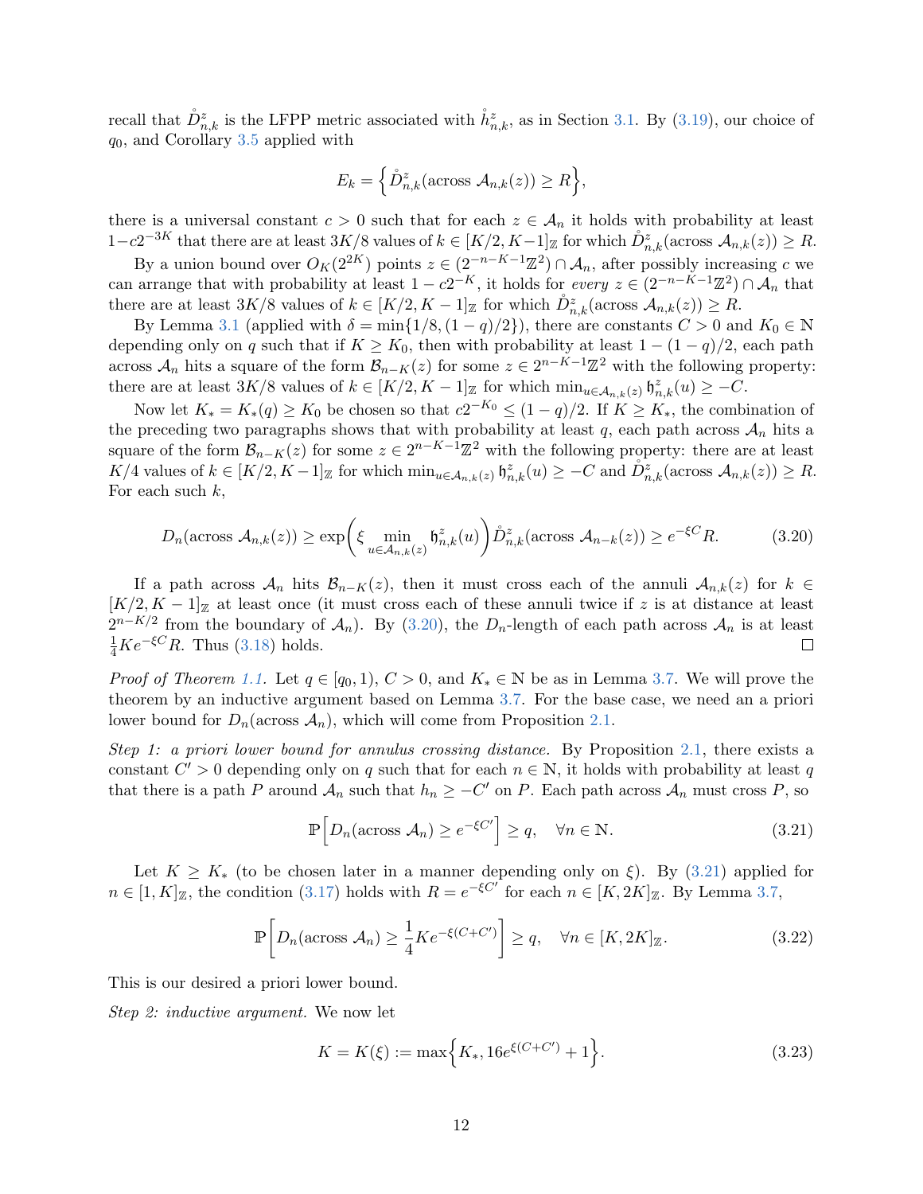recall that $\mathring{D}^z_{n,k}$ is the LFPP metric associated with $\mathring{h}^z_{n,k}$, as in Section 3.1. By (3.19), our choice of $q_0$, and Corollary 3.5 applied with

$$E_k = \left\{ \mathring{D}^z_{n,k}(\text{across } \mathcal{A}_{n,k}(z)) \geq R \right\},$$

there is a universal constant $c > 0$ such that for each $z \in \mathcal{A}_n$ it holds with probability at least $1 - c2^{-3K}$ that there are at least $3K/8$ values of $k \in [K/2, K-1]_{\mathbb{Z}}$ for which $\mathring{D}^z_{n,k}(\text{across } \mathcal{A}_{n,k}(z)) \geq R$.

By a union bound over $O_K(2^{2K})$ points $z \in (2^{-n-K-1}\mathbb{Z}^2) \cap \mathcal{A}_n$, after possibly increasing $c$ we can arrange that with probability at least $1 - c2^{-K}$, it holds for *every* $z \in (2^{-n-K-1}\mathbb{Z}^2) \cap \mathcal{A}_n$ that there are at least $3K/8$ values of $k \in [K/2, K-1]_{\mathbb{Z}}$ for which $\mathring{D}^z_{n,k}(\text{across } \mathcal{A}_{n,k}(z)) \geq R$.

By Lemma 3.1 (applied with $\delta = \min\{1/8, (1-q)/2\}$), there are constants $C > 0$ and $K_0 \in \mathbb{N}$ depending only on $q$ such that if $K \geq K_0$, then with probability at least $1 - (1-q)/2$, each path across $\mathcal{A}_n$ hits a square of the form $\mathcal{B}_{n-K}(z)$ for some $z \in 2^{n-K-1}\mathbb{Z}^2$ with the following property: there are at least $3K/8$ values of $k \in [K/2, K-1]_{\mathbb{Z}}$ for which $\min_{u \in \mathcal{A}_{n,k}(z)} \mathfrak{h}^z_{n,k}(u) \geq -C$.

Now let $K_* = K_*(q) \geq K_0$ be chosen so that $c2^{-K_0} \leq (1-q)/2$. If $K \geq K_*$, the combination of the preceding two paragraphs shows that with probability at least $q$, each path across $\mathcal{A}_n$ hits a square of the form $\mathcal{B}_{n-K}(z)$ for some $z \in 2^{n-K-1}\mathbb{Z}^2$ with the following property: there are at least $K/4$ values of $k \in [K/2, K-1]_{\mathbb{Z}}$ for which $\min_{u \in \mathcal{A}_{n,k}(z)} \mathfrak{h}^z_{n,k}(u) \geq -C$ and $\mathring{D}^z_{n,k}(\text{across } \mathcal{A}_{n,k}(z)) \geq R$. For each such $k$,

$$D_n(\text{across } \mathcal{A}_{n,k}(z)) \geq \exp\left( \xi \min_{u \in \mathcal{A}_{n,k}(z)} \mathfrak{h}^z_{n,k}(u) \right) \mathring{D}^z_{n,k}(\text{across } \mathcal{A}_{n-k}(z)) \geq e^{-\xi C} R. \tag{3.20}$$

If a path across $\mathcal{A}_n$ hits $\mathcal{B}_{n-K}(z)$, then it must cross each of the annuli $\mathcal{A}_{n,k}(z)$ for $k \in [K/2, K-1]_{\mathbb{Z}}$ at least once (it must cross each of these annuli twice if $z$ is at distance at least $2^{n-K/2}$ from the boundary of $\mathcal{A}_n$). By (3.20), the $D_n$-length of each path across $\mathcal{A}_n$ is at least $\frac{1}{4} K e^{-\xi C} R$. Thus (3.18) holds. □

*Proof of Theorem 1.1.* Let $q \in [q_0, 1)$, $C > 0$, and $K_* \in \mathbb{N}$ be as in Lemma 3.7. We will prove the theorem by an inductive argument based on Lemma 3.7. For the base case, we need an a priori lower bound for $D_n(\text{across } \mathcal{A}_n)$, which will come from Proposition 2.1.

*Step 1: a priori lower bound for annulus crossing distance.* By Proposition 2.1, there exists a constant $C' > 0$ depending only on $q$ such that for each $n \in \mathbb{N}$, it holds with probability at least $q$ that there is a path $P$ around $\mathcal{A}_n$ such that $h_n \geq -C'$ on $P$. Each path across $\mathcal{A}_n$ must cross $P$, so

$$\mathbb{P}\left[ D_n(\text{across } \mathcal{A}_n) \geq e^{-\xi C'} \right] \geq q, \quad \forall n \in \mathbb{N}. \tag{3.21}$$

Let $K \geq K_*$ (to be chosen later in a manner depending only on $\xi$). By (3.21) applied for $n \in [1, K]_{\mathbb{Z}}$, the condition (3.17) holds with $R = e^{-\xi C'}$ for each $n \in [K, 2K]_{\mathbb{Z}}$. By Lemma 3.7,

$$\mathbb{P}\left[ D_n(\text{across } \mathcal{A}_n) \geq \frac{1}{4} K e^{-\xi(C + C')} \right] \geq q, \quad \forall n \in [K, 2K]_{\mathbb{Z}}. \tag{3.22}$$

This is our desired a priori lower bound.

*Step 2: inductive argument.* We now let

$$K = K(\xi) := \max\left\{ K_*, 16 e^{\xi(C + C')} + 1 \right\}. \tag{3.23}$$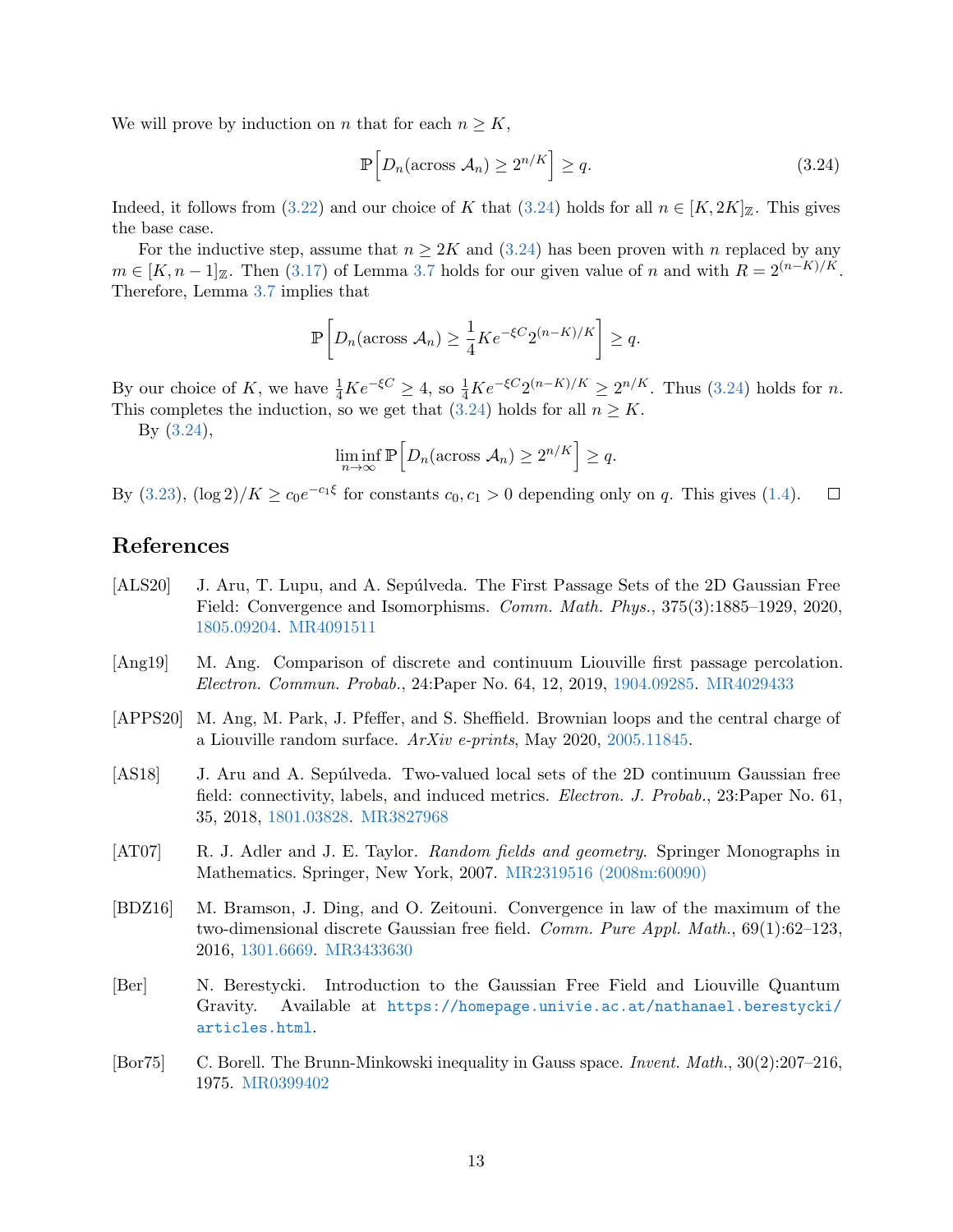We will prove by induction on $n$ that for each $n \geq K$,

$$\mathbb{P}\left[D_n(\text{across } \mathcal{A}_n) \geq 2^{n/K}\right] \geq q. \tag{3.24}$$

Indeed, it follows from (3.22) and our choice of $K$ that (3.24) holds for all $n \in [K, 2K]_{\mathbb{Z}}$. This gives the base case.

For the inductive step, assume that $n \geq 2K$ and (3.24) has been proven with $n$ replaced by any $m \in [K, n-1]_{\mathbb{Z}}$. Then (3.17) of Lemma 3.7 holds for our given value of $n$ and with $R = 2^{(n-K)/K}$. Therefore, Lemma 3.7 implies that

$$\mathbb{P}\left[D_n(\text{across } \mathcal{A}_n) \geq \frac{1}{4} K e^{-\xi C} 2^{(n-K)/K}\right] \geq q.$$

By our choice of $K$, we have $\frac{1}{4} K e^{-\xi C} \geq 4$, so $\frac{1}{4} K e^{-\xi C} 2^{(n-K)/K} \geq 2^{n/K}$. Thus (3.24) holds for $n$. This completes the induction, so we get that (3.24) holds for all $n \geq K$.

By (3.24),

$$\liminf_{n \to \infty} \mathbb{P}\left[D_n(\text{across } \mathcal{A}_n) \geq 2^{n/K}\right] \geq q.$$

By (3.23), $(\log 2)/K \geq c_0 e^{-c_1 \xi}$ for constants $c_0, c_1 > 0$ depending only on $q$. This gives (1.4). □

## References

[ALS20] J. Aru, T. Lupu, and A. Sepúlveda. The First Passage Sets of the 2D Gaussian Free Field: Convergence and Isomorphisms. *Comm. Math. Phys.*, 375(3):1885–1929, 2020, 1805.09204. MR4091511

[Ang19] M. Ang. Comparison of discrete and continuum Liouville first passage percolation. *Electron. Commun. Probab.*, 24:Paper No. 64, 12, 2019, 1904.09285. MR4029433

[APPS20] M. Ang, M. Park, J. Pfeffer, and S. Sheffield. Brownian loops and the central charge of a Liouville random surface. *ArXiv e-prints*, May 2020, 2005.11845.

[AS18] J. Aru and A. Sepúlveda. Two-valued local sets of the 2D continuum Gaussian free field: connectivity, labels, and induced metrics. *Electron. J. Probab.*, 23:Paper No. 61, 35, 2018, 1801.03828. MR3827968

[AT07] R. J. Adler and J. E. Taylor. *Random fields and geometry*. Springer Monographs in Mathematics. Springer, New York, 2007. MR2319516 (2008m:60090)

[BDZ16] M. Bramson, J. Ding, and O. Zeitouni. Convergence in law of the maximum of the two-dimensional discrete Gaussian free field. *Comm. Pure Appl. Math.*, 69(1):62–123, 2016, 1301.6669. MR3433630

[Ber] N. Berestycki. Introduction to the Gaussian Free Field and Liouville Quantum Gravity. Available at `https://homepage.univie.ac.at/nathanael.berestycki/articles.html`.

[Bor75] C. Borell. The Brunn-Minkowski inequality in Gauss space. *Invent. Math.*, 30(2):207–216, 1975. MR0399402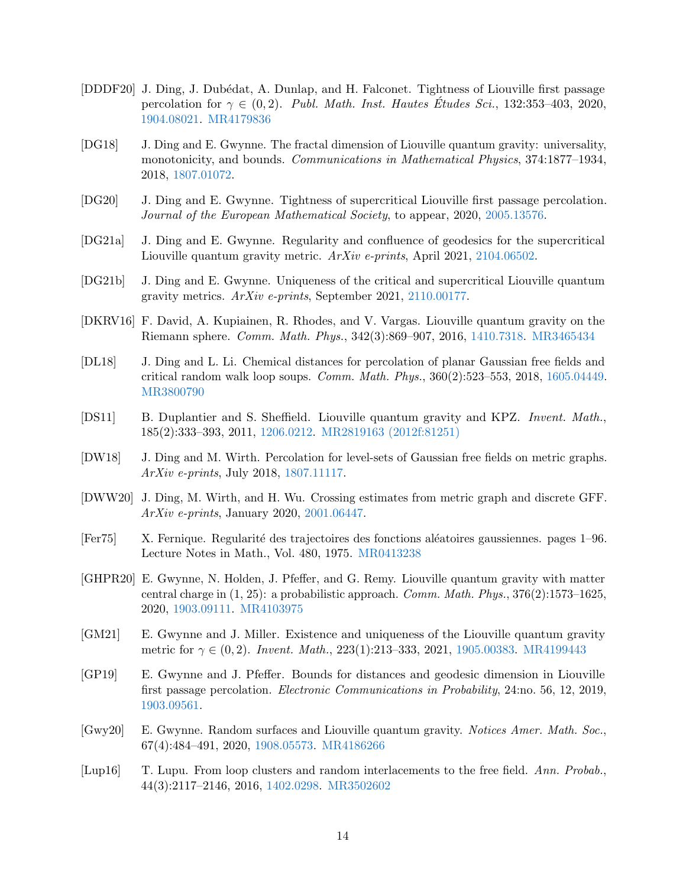[DDDF20] J. Ding, J. Dubédat, A. Dunlap, and H. Falconet. Tightness of Liouville first passage percolation for $\gamma \in (0, 2)$. *Publ. Math. Inst. Hautes Études Sci.*, 132:353–403, 2020, 1904.08021. MR4179836

[DG18] J. Ding and E. Gwynne. The fractal dimension of Liouville quantum gravity: universality, monotonicity, and bounds. *Communications in Mathematical Physics*, 374:1877–1934, 2018, 1807.01072.

[DG20] J. Ding and E. Gwynne. Tightness of supercritical Liouville first passage percolation. *Journal of the European Mathematical Society*, to appear, 2020, 2005.13576.

[DG21a] J. Ding and E. Gwynne. Regularity and confluence of geodesics for the supercritical Liouville quantum gravity metric. *ArXiv e-prints*, April 2021, 2104.06502.

[DG21b] J. Ding and E. Gwynne. Uniqueness of the critical and supercritical Liouville quantum gravity metrics. *ArXiv e-prints*, September 2021, 2110.00177.

[DKRV16] F. David, A. Kupiainen, R. Rhodes, and V. Vargas. Liouville quantum gravity on the Riemann sphere. *Comm. Math. Phys.*, 342(3):869–907, 2016, 1410.7318. MR3465434

[DL18] J. Ding and L. Li. Chemical distances for percolation of planar Gaussian free fields and critical random walk loop soups. *Comm. Math. Phys.*, 360(2):523–553, 2018, 1605.04449. MR3800790

[DS11] B. Duplantier and S. Sheffield. Liouville quantum gravity and KPZ. *Invent. Math.*, 185(2):333–393, 2011, 1206.0212. MR2819163 (2012f:81251)

[DW18] J. Ding and M. Wirth. Percolation for level-sets of Gaussian free fields on metric graphs. *ArXiv e-prints*, July 2018, 1807.11117.

[DWW20] J. Ding, M. Wirth, and H. Wu. Crossing estimates from metric graph and discrete GFF. *ArXiv e-prints*, January 2020, 2001.06447.

[Fer75] X. Fernique. Regularité des trajectoires des fonctions aléatoires gaussiennes. pages 1–96. Lecture Notes in Math., Vol. 480, 1975. MR0413238

[GHPR20] E. Gwynne, N. Holden, J. Pfeffer, and G. Remy. Liouville quantum gravity with matter central charge in (1, 25): a probabilistic approach. *Comm. Math. Phys.*, 376(2):1573–1625, 2020, 1903.09111. MR4103975

[GM21] E. Gwynne and J. Miller. Existence and uniqueness of the Liouville quantum gravity metric for $\gamma \in (0, 2)$. *Invent. Math.*, 223(1):213–333, 2021, 1905.00383. MR4199443

[GP19] E. Gwynne and J. Pfeffer. Bounds for distances and geodesic dimension in Liouville first passage percolation. *Electronic Communications in Probability*, 24:no. 56, 12, 2019, 1903.09561.

[Gwy20] E. Gwynne. Random surfaces and Liouville quantum gravity. *Notices Amer. Math. Soc.*, 67(4):484–491, 2020, 1908.05573. MR4186266

[Lup16] T. Lupu. From loop clusters and random interlacements to the free field. *Ann. Probab.*, 44(3):2117–2146, 2016, 1402.0298. MR3502602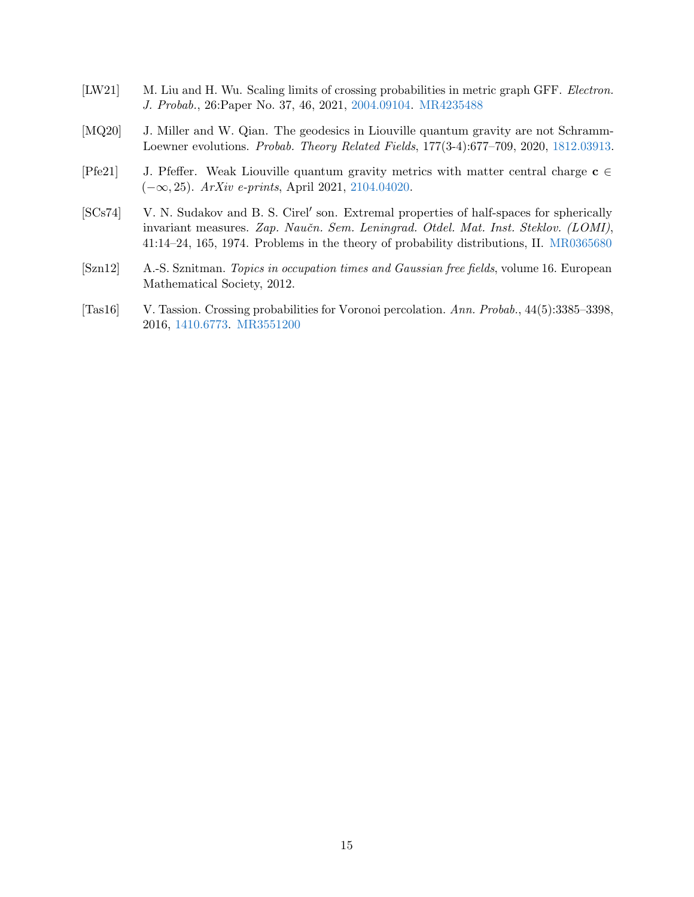[LW21] M. Liu and H. Wu. Scaling limits of crossing probabilities in metric graph GFF. *Electron. J. Probab.*, 26:Paper No. 37, 46, 2021, 2004.09104. MR4235488

[MQ20] J. Miller and W. Qian. The geodesics in Liouville quantum gravity are not Schramm-Loewner evolutions. *Probab. Theory Related Fields*, 177(3-4):677–709, 2020, 1812.03913.

[Pfe21] J. Pfeffer. Weak Liouville quantum gravity metrics with matter central charge $\mathbf{c} \in (-\infty, 25)$. *ArXiv e-prints*, April 2021, 2104.04020.

[SCs74] V. N. Sudakov and B. S. Cirel′ son. Extremal properties of half-spaces for spherically invariant measures. *Zap. Naučn. Sem. Leningrad. Otdel. Mat. Inst. Steklov. (LOMI)*, 41:14–24, 165, 1974. Problems in the theory of probability distributions, II. MR0365680

[Szn12] A.-S. Sznitman. *Topics in occupation times and Gaussian free fields*, volume 16. European Mathematical Society, 2012.

[Tas16] V. Tassion. Crossing probabilities for Voronoi percolation. *Ann. Probab.*, 44(5):3385–3398, 2016, 1410.6773. MR3551200